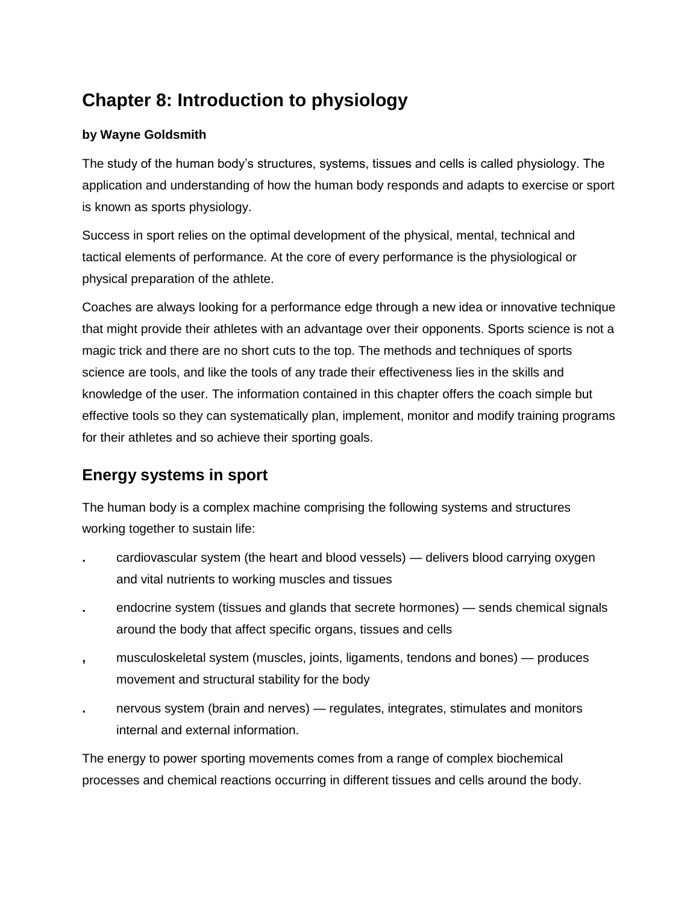# Chapter 8: Introduction to physiology

**by Wayne Goldsmith**

The study of the human body's structures, systems, tissues and cells is called physiology. The application and understanding of how the human body responds and adapts to exercise or sport is known as sports physiology.

Success in sport relies on the optimal development of the physical, mental, technical and tactical elements of performance. At the core of every performance is the physiological or physical preparation of the athlete.

Coaches are always looking for a performance edge through a new idea or innovative technique that might provide their athletes with an advantage over their opponents. Sports science is not a magic trick and there are no short cuts to the top. The methods and techniques of sports science are tools, and like the tools of any trade their effectiveness lies in the skills and knowledge of the user. The information contained in this chapter offers the coach simple but effective tools so they can systematically plan, implement, monitor and modify training programs for their athletes and so achieve their sporting goals.

## Energy systems in sport

The human body is a complex machine comprising the following systems and structures working together to sustain life:

- cardiovascular system (the heart and blood vessels) — delivers blood carrying oxygen and vital nutrients to working muscles and tissues
- endocrine system (tissues and glands that secrete hormones) — sends chemical signals around the body that affect specific organs, tissues and cells
- musculoskeletal system (muscles, joints, ligaments, tendons and bones) — produces movement and structural stability for the body
- nervous system (brain and nerves) — regulates, integrates, stimulates and monitors internal and external information.

The energy to power sporting movements comes from a range of complex biochemical processes and chemical reactions occurring in different tissues and cells around the body.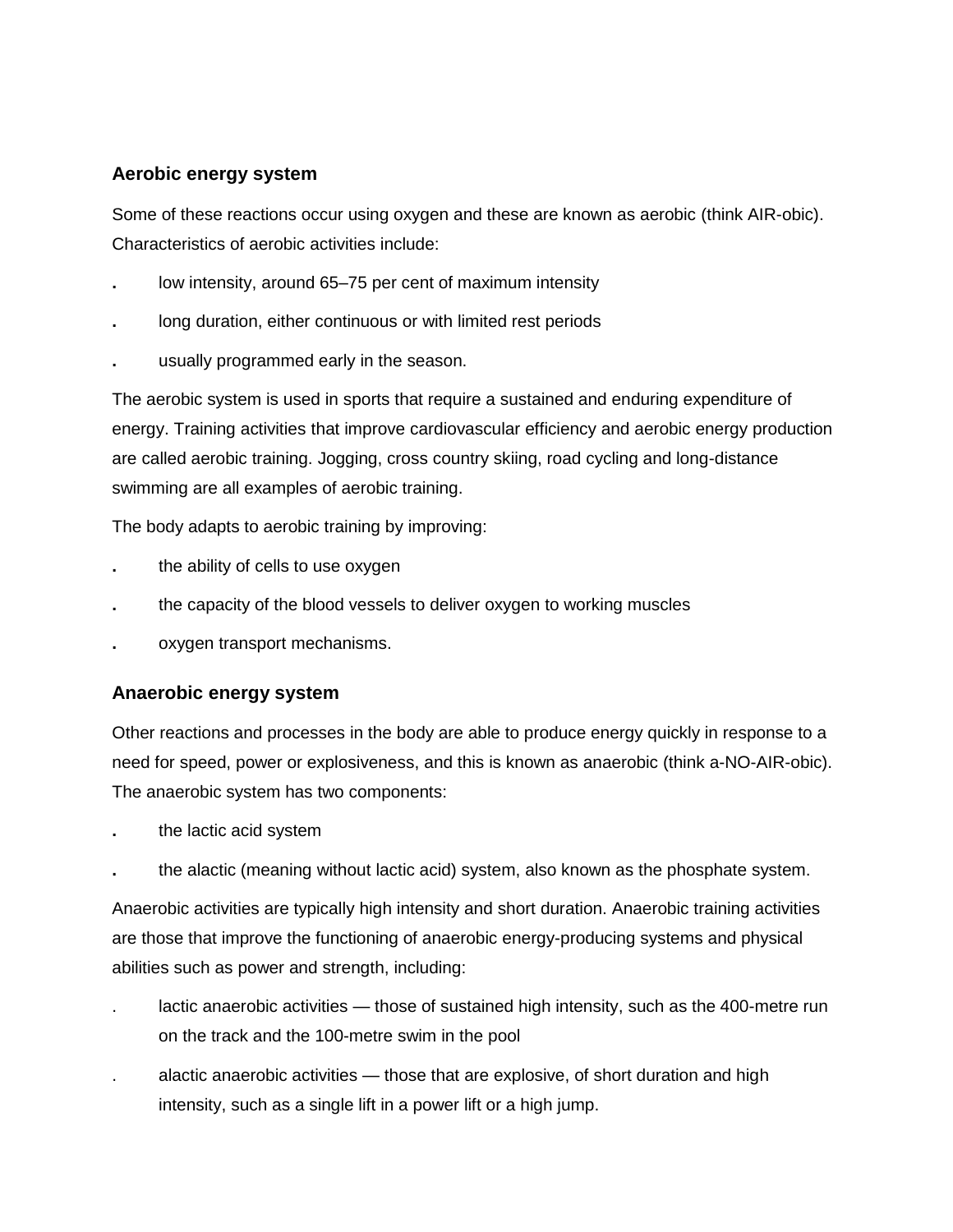## Aerobic energy system

Some of these reactions occur using oxygen and these are known as aerobic (think AIR-obic). Characteristics of aerobic activities include:

- low intensity, around 65–75 per cent of maximum intensity
- long duration, either continuous or with limited rest periods
- usually programmed early in the season.

The aerobic system is used in sports that require a sustained and enduring expenditure of energy. Training activities that improve cardiovascular efficiency and aerobic energy production are called aerobic training. Jogging, cross country skiing, road cycling and long-distance swimming are all examples of aerobic training.

The body adapts to aerobic training by improving:

- the ability of cells to use oxygen
- the capacity of the blood vessels to deliver oxygen to working muscles
- oxygen transport mechanisms.

## Anaerobic energy system

Other reactions and processes in the body are able to produce energy quickly in response to a need for speed, power or explosiveness, and this is known as anaerobic (think a-NO-AIR-obic). The anaerobic system has two components:

- the lactic acid system
- the alactic (meaning without lactic acid) system, also known as the phosphate system.

Anaerobic activities are typically high intensity and short duration. Anaerobic training activities are those that improve the functioning of anaerobic energy-producing systems and physical abilities such as power and strength, including:

- lactic anaerobic activities — those of sustained high intensity, such as the 400-metre run on the track and the 100-metre swim in the pool
- alactic anaerobic activities — those that are explosive, of short duration and high intensity, such as a single lift in a power lift or a high jump.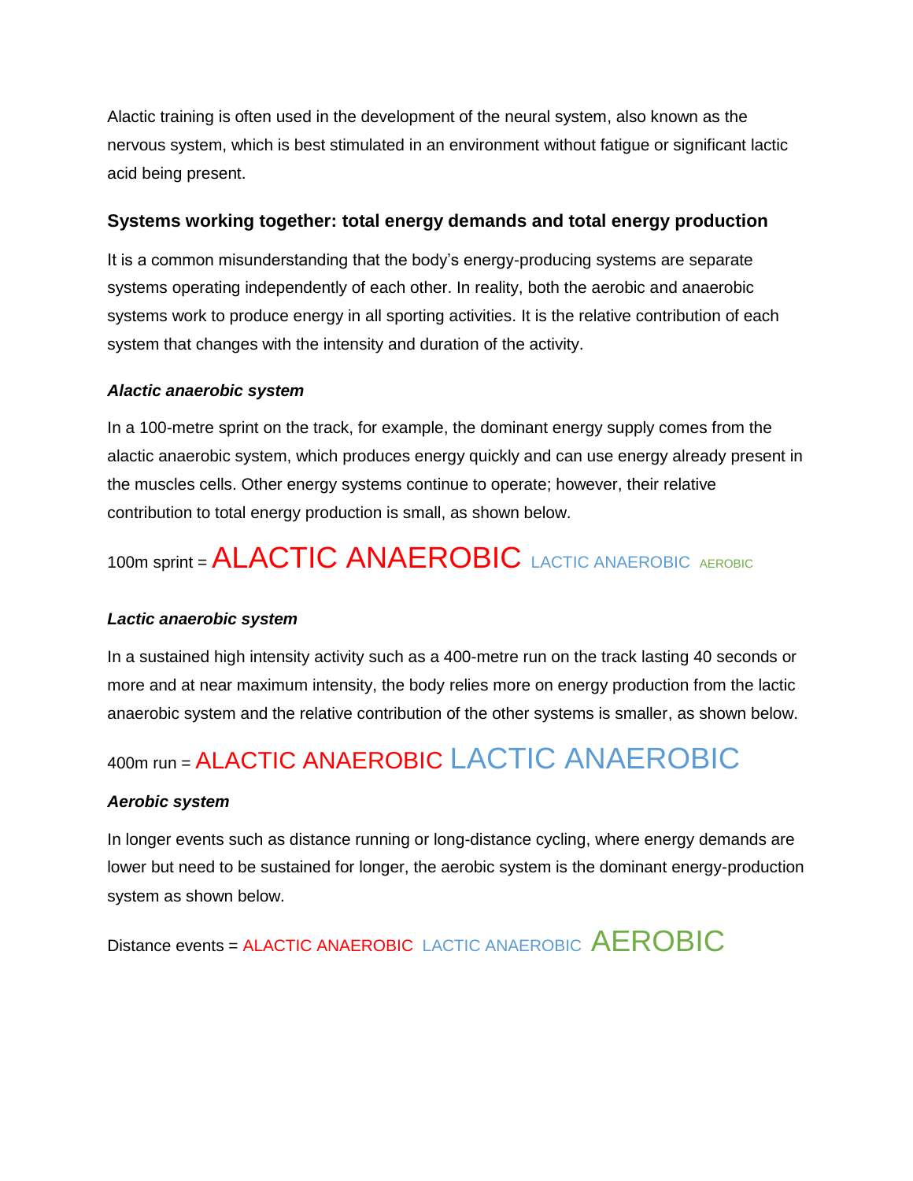Alactic training is often used in the development of the neural system, also known as the nervous system, which is best stimulated in an environment without fatigue or significant lactic acid being present.

### Systems working together: total energy demands and total energy production

It is a common misunderstanding that the body's energy-producing systems are separate systems operating independently of each other. In reality, both the aerobic and anaerobic systems work to produce energy in all sporting activities. It is the relative contribution of each system that changes with the intensity and duration of the activity.

#### *Alactic anaerobic system*

In a 100-metre sprint on the track, for example, the dominant energy supply comes from the alactic anaerobic system, which produces energy quickly and can use energy already present in the muscles cells. Other energy systems continue to operate; however, their relative contribution to total energy production is small, as shown below.

100m sprint = ALACTIC ANAEROBIC LACTIC ANAEROBIC AEROBIC

#### *Lactic anaerobic system*

In a sustained high intensity activity such as a 400-metre run on the track lasting 40 seconds or more and at near maximum intensity, the body relies more on energy production from the lactic anaerobic system and the relative contribution of the other systems is smaller, as shown below.

400m run = ALACTIC ANAEROBIC LACTIC ANAEROBIC

#### *Aerobic system*

In longer events such as distance running or long-distance cycling, where energy demands are lower but need to be sustained for longer, the aerobic system is the dominant energy-production system as shown below.

Distance events = ALACTIC ANAEROBIC LACTIC ANAEROBIC AEROBIC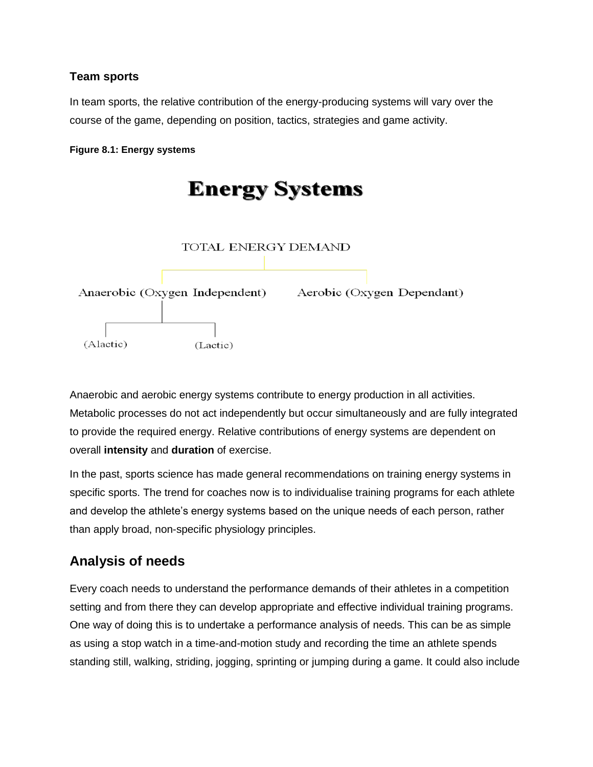### Team sports

In team sports, the relative contribution of the energy-producing systems will vary over the course of the game, depending on position, tactics, strategies and game activity.

**Figure 8.1: Energy systems**

**Energy Systems**

TOTAL ENERGY DEMAND

- Anaerobic (Oxygen Independent)
  - (Alactic)
  - (Lactic)
- Aerobic (Oxygen Dependant)

Anaerobic and aerobic energy systems contribute to energy production in all activities. Metabolic processes do not act independently but occur simultaneously and are fully integrated to provide the required energy. Relative contributions of energy systems are dependent on overall **intensity** and **duration** of exercise.

In the past, sports science has made general recommendations on training energy systems in specific sports. The trend for coaches now is to individualise training programs for each athlete and develop the athlete's energy systems based on the unique needs of each person, rather than apply broad, non-specific physiology principles.

## Analysis of needs

Every coach needs to understand the performance demands of their athletes in a competition setting and from there they can develop appropriate and effective individual training programs. One way of doing this is to undertake a performance analysis of needs. This can be as simple as using a stop watch in a time-and-motion study and recording the time an athlete spends standing still, walking, striding, jogging, sprinting or jumping during a game. It could also include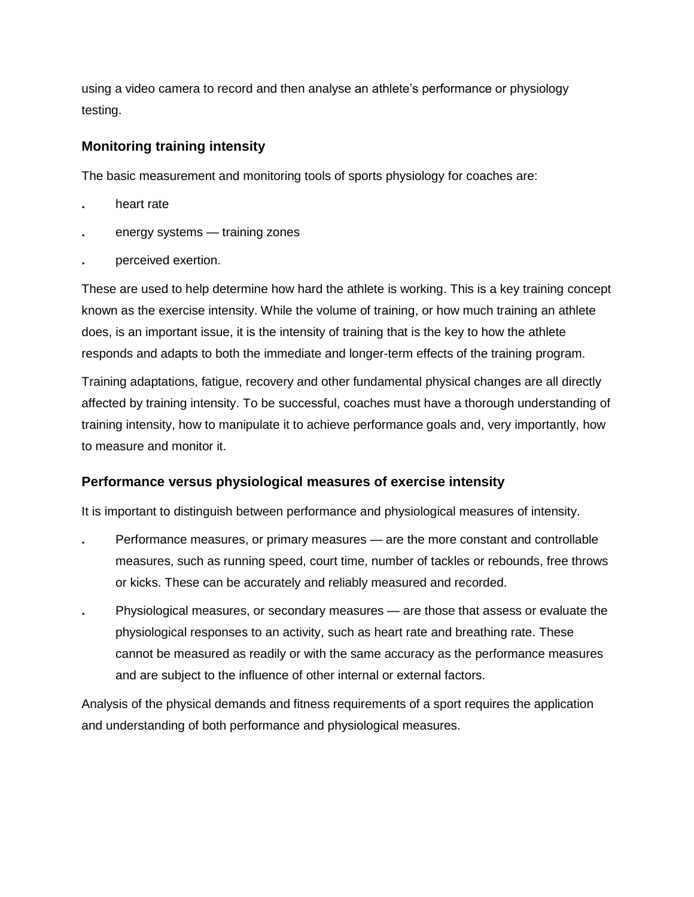using a video camera to record and then analyse an athlete's performance or physiology testing.

### Monitoring training intensity

The basic measurement and monitoring tools of sports physiology for coaches are:

- heart rate
- energy systems — training zones
- perceived exertion.

These are used to help determine how hard the athlete is working. This is a key training concept known as the exercise intensity. While the volume of training, or how much training an athlete does, is an important issue, it is the intensity of training that is the key to how the athlete responds and adapts to both the immediate and longer-term effects of the training program.

Training adaptations, fatigue, recovery and other fundamental physical changes are all directly affected by training intensity. To be successful, coaches must have a thorough understanding of training intensity, how to manipulate it to achieve performance goals and, very importantly, how to measure and monitor it.

### Performance versus physiological measures of exercise intensity

It is important to distinguish between performance and physiological measures of intensity.

- Performance measures, or primary measures — are the more constant and controllable measures, such as running speed, court time, number of tackles or rebounds, free throws or kicks. These can be accurately and reliably measured and recorded.
- Physiological measures, or secondary measures — are those that assess or evaluate the physiological responses to an activity, such as heart rate and breathing rate. These cannot be measured as readily or with the same accuracy as the performance measures and are subject to the influence of other internal or external factors.

Analysis of the physical demands and fitness requirements of a sport requires the application and understanding of both performance and physiological measures.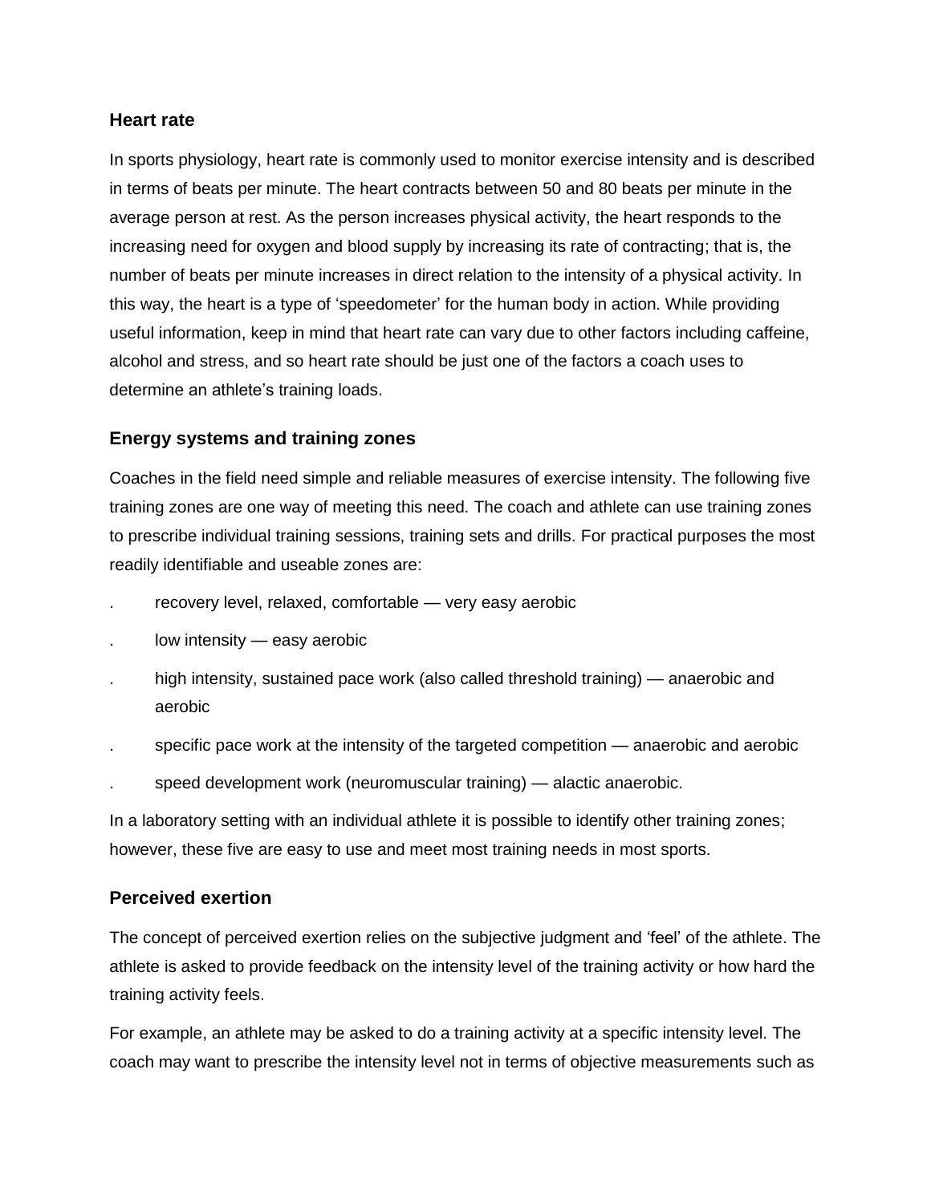### Heart rate

In sports physiology, heart rate is commonly used to monitor exercise intensity and is described in terms of beats per minute. The heart contracts between 50 and 80 beats per minute in the average person at rest. As the person increases physical activity, the heart responds to the increasing need for oxygen and blood supply by increasing its rate of contracting; that is, the number of beats per minute increases in direct relation to the intensity of a physical activity. In this way, the heart is a type of 'speedometer' for the human body in action. While providing useful information, keep in mind that heart rate can vary due to other factors including caffeine, alcohol and stress, and so heart rate should be just one of the factors a coach uses to determine an athlete's training loads.

### Energy systems and training zones

Coaches in the field need simple and reliable measures of exercise intensity. The following five training zones are one way of meeting this need. The coach and athlete can use training zones to prescribe individual training sessions, training sets and drills. For practical purposes the most readily identifiable and useable zones are:

- recovery level, relaxed, comfortable — very easy aerobic
- low intensity — easy aerobic
- high intensity, sustained pace work (also called threshold training) — anaerobic and aerobic
- specific pace work at the intensity of the targeted competition — anaerobic and aerobic
- speed development work (neuromuscular training) — alactic anaerobic.

In a laboratory setting with an individual athlete it is possible to identify other training zones; however, these five are easy to use and meet most training needs in most sports.

### Perceived exertion

The concept of perceived exertion relies on the subjective judgment and 'feel' of the athlete. The athlete is asked to provide feedback on the intensity level of the training activity or how hard the training activity feels.

For example, an athlete may be asked to do a training activity at a specific intensity level. The coach may want to prescribe the intensity level not in terms of objective measurements such as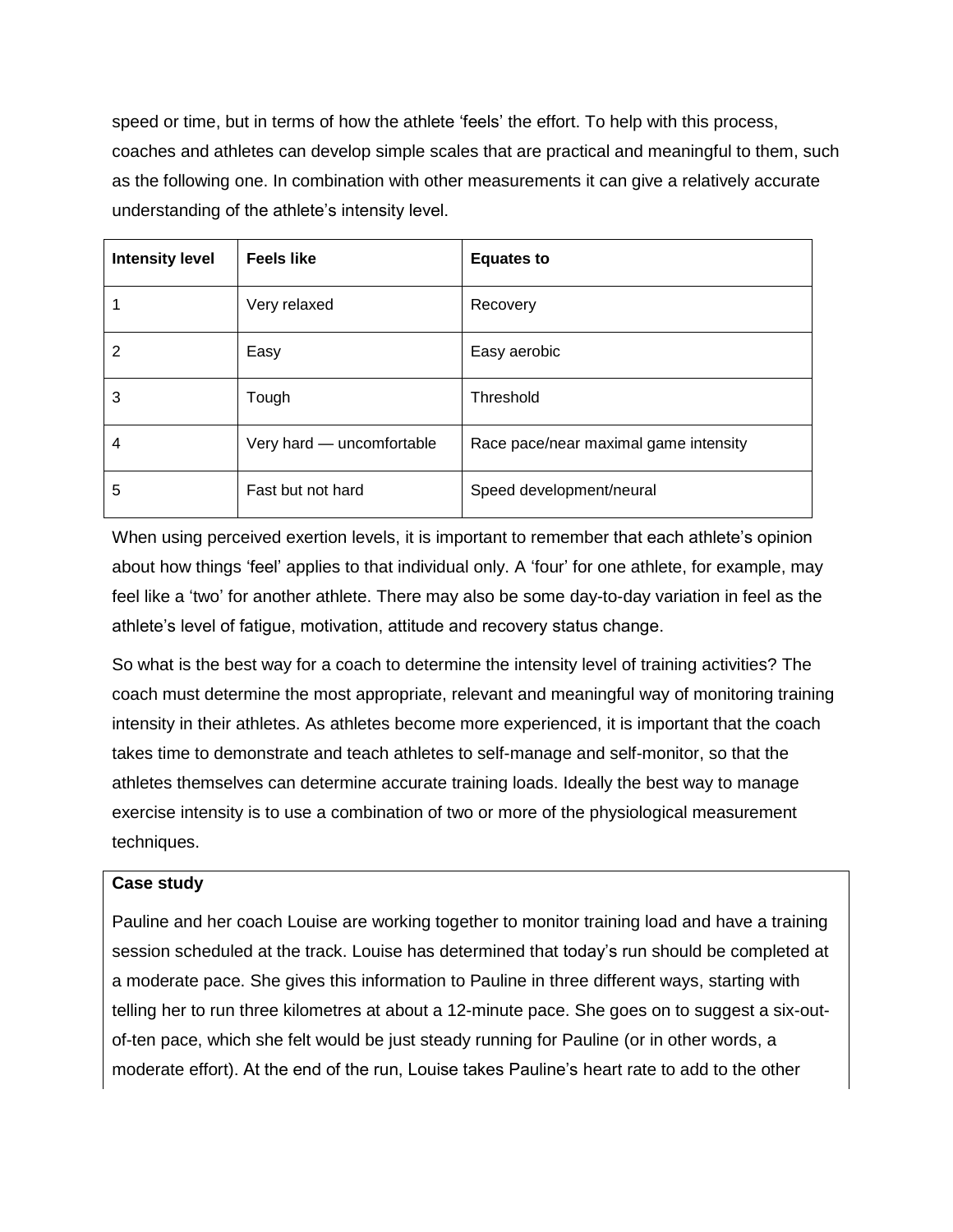speed or time, but in terms of how the athlete 'feels' the effort. To help with this process, coaches and athletes can develop simple scales that are practical and meaningful to them, such as the following one. In combination with other measurements it can give a relatively accurate understanding of the athlete's intensity level.

| Intensity level | Feels like | Equates to |
|---|---|---|
| 1 | Very relaxed | Recovery |
| 2 | Easy | Easy aerobic |
| 3 | Tough | Threshold |
| 4 | Very hard — uncomfortable | Race pace/near maximal game intensity |
| 5 | Fast but not hard | Speed development/neural |

When using perceived exertion levels, it is important to remember that each athlete's opinion about how things 'feel' applies to that individual only. A 'four' for one athlete, for example, may feel like a 'two' for another athlete. There may also be some day-to-day variation in feel as the athlete's level of fatigue, motivation, attitude and recovery status change.

So what is the best way for a coach to determine the intensity level of training activities? The coach must determine the most appropriate, relevant and meaningful way of monitoring training intensity in their athletes. As athletes become more experienced, it is important that the coach takes time to demonstrate and teach athletes to self-manage and self-monitor, so that the athletes themselves can determine accurate training loads. Ideally the best way to manage exercise intensity is to use a combination of two or more of the physiological measurement techniques.

**Case study**

Pauline and her coach Louise are working together to monitor training load and have a training session scheduled at the track. Louise has determined that today's run should be completed at a moderate pace. She gives this information to Pauline in three different ways, starting with telling her to run three kilometres at about a 12-minute pace. She goes on to suggest a six-out-of-ten pace, which she felt would be just steady running for Pauline (or in other words, a moderate effort). At the end of the run, Louise takes Pauline's heart rate to add to the other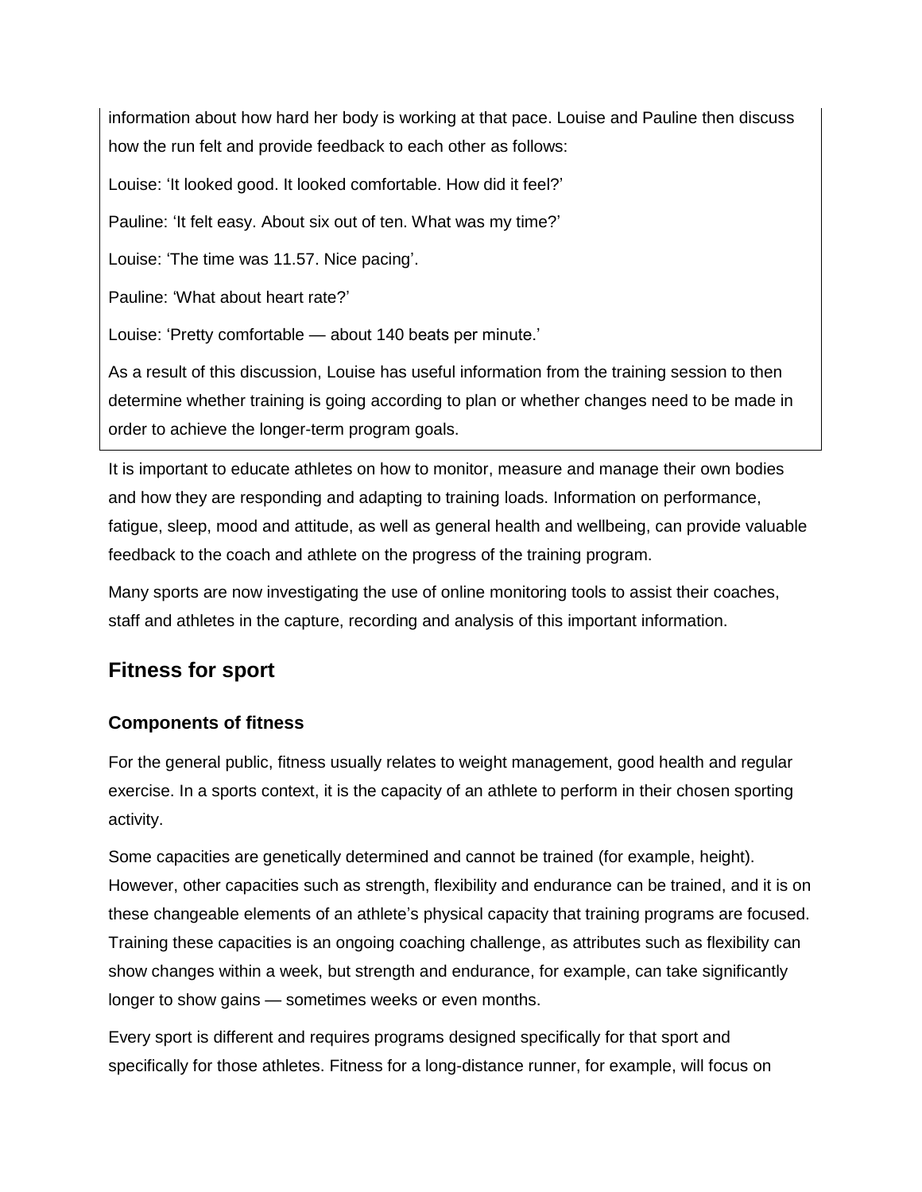information about how hard her body is working at that pace. Louise and Pauline then discuss how the run felt and provide feedback to each other as follows:

Louise: 'It looked good. It looked comfortable. How did it feel?'

Pauline: 'It felt easy. About six out of ten. What was my time?'

Louise: 'The time was 11.57. Nice pacing'.

Pauline: 'What about heart rate?'

Louise: 'Pretty comfortable — about 140 beats per minute.'

As a result of this discussion, Louise has useful information from the training session to then determine whether training is going according to plan or whether changes need to be made in order to achieve the longer-term program goals.

It is important to educate athletes on how to monitor, measure and manage their own bodies and how they are responding and adapting to training loads. Information on performance, fatigue, sleep, mood and attitude, as well as general health and wellbeing, can provide valuable feedback to the coach and athlete on the progress of the training program.

Many sports are now investigating the use of online monitoring tools to assist their coaches, staff and athletes in the capture, recording and analysis of this important information.

## Fitness for sport

### Components of fitness

For the general public, fitness usually relates to weight management, good health and regular exercise. In a sports context, it is the capacity of an athlete to perform in their chosen sporting activity.

Some capacities are genetically determined and cannot be trained (for example, height). However, other capacities such as strength, flexibility and endurance can be trained, and it is on these changeable elements of an athlete's physical capacity that training programs are focused. Training these capacities is an ongoing coaching challenge, as attributes such as flexibility can show changes within a week, but strength and endurance, for example, can take significantly longer to show gains — sometimes weeks or even months.

Every sport is different and requires programs designed specifically for that sport and specifically for those athletes. Fitness for a long-distance runner, for example, will focus on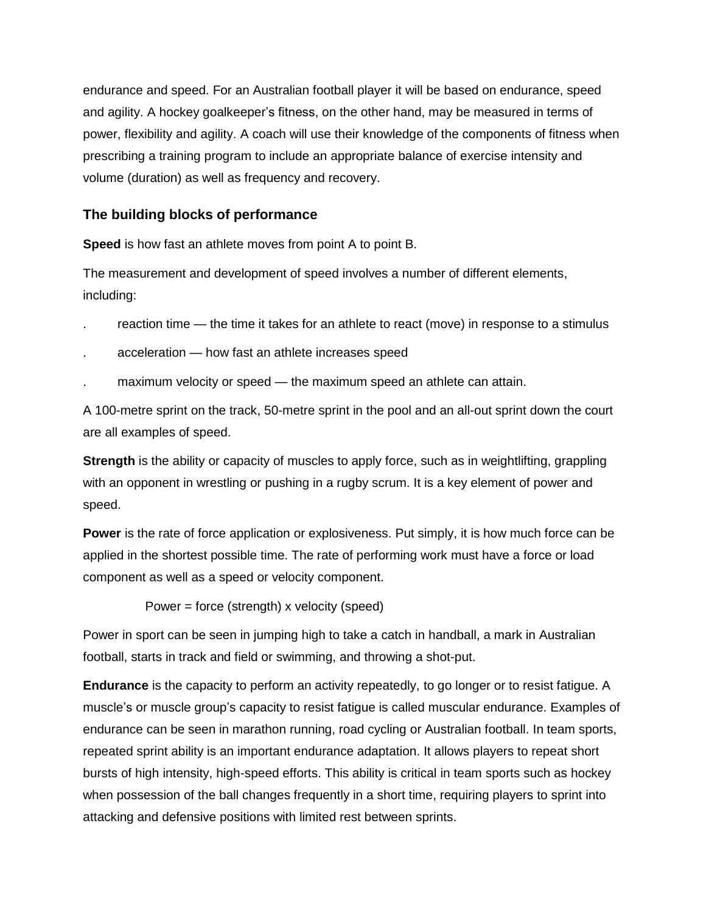endurance and speed. For an Australian football player it will be based on endurance, speed and agility. A hockey goalkeeper's fitness, on the other hand, may be measured in terms of power, flexibility and agility. A coach will use their knowledge of the components of fitness when prescribing a training program to include an appropriate balance of exercise intensity and volume (duration) as well as frequency and recovery.

### The building blocks of performance

**Speed** is how fast an athlete moves from point A to point B.

The measurement and development of speed involves a number of different elements, including:

- reaction time — the time it takes for an athlete to react (move) in response to a stimulus
- acceleration — how fast an athlete increases speed
- maximum velocity or speed — the maximum speed an athlete can attain.

A 100-metre sprint on the track, 50-metre sprint in the pool and an all-out sprint down the court are all examples of speed.

**Strength** is the ability or capacity of muscles to apply force, such as in weightlifting, grappling with an opponent in wrestling or pushing in a rugby scrum. It is a key element of power and speed.

**Power** is the rate of force application or explosiveness. Put simply, it is how much force can be applied in the shortest possible time. The rate of performing work must have a force or load component as well as a speed or velocity component.

Power = force (strength) x velocity (speed)

Power in sport can be seen in jumping high to take a catch in handball, a mark in Australian football, starts in track and field or swimming, and throwing a shot-put.

**Endurance** is the capacity to perform an activity repeatedly, to go longer or to resist fatigue. A muscle's or muscle group's capacity to resist fatigue is called muscular endurance. Examples of endurance can be seen in marathon running, road cycling or Australian football. In team sports, repeated sprint ability is an important endurance adaptation. It allows players to repeat short bursts of high intensity, high-speed efforts. This ability is critical in team sports such as hockey when possession of the ball changes frequently in a short time, requiring players to sprint into attacking and defensive positions with limited rest between sprints.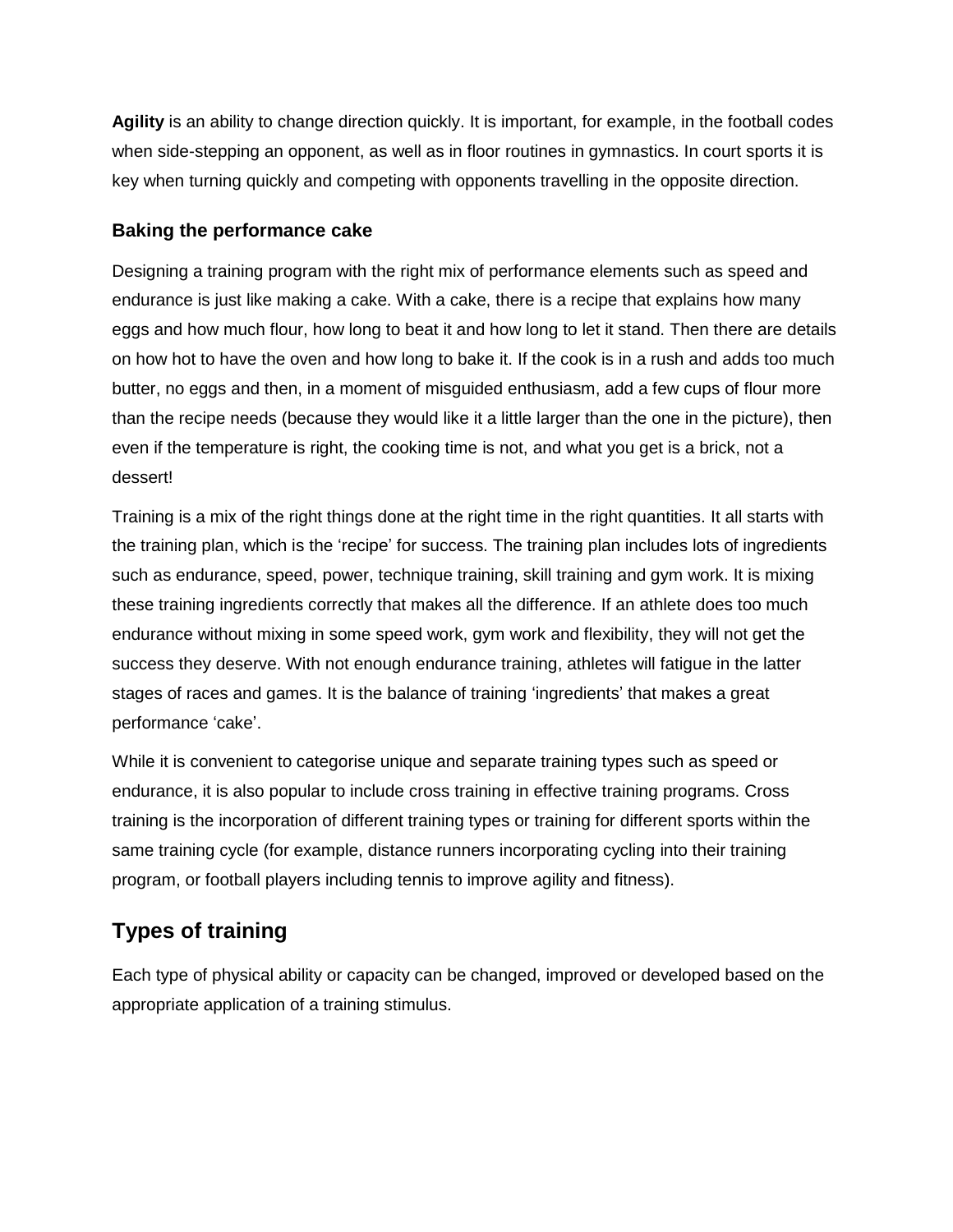**Agility** is an ability to change direction quickly. It is important, for example, in the football codes when side-stepping an opponent, as well as in floor routines in gymnastics. In court sports it is key when turning quickly and competing with opponents travelling in the opposite direction.

### Baking the performance cake

Designing a training program with the right mix of performance elements such as speed and endurance is just like making a cake. With a cake, there is a recipe that explains how many eggs and how much flour, how long to beat it and how long to let it stand. Then there are details on how hot to have the oven and how long to bake it. If the cook is in a rush and adds too much butter, no eggs and then, in a moment of misguided enthusiasm, add a few cups of flour more than the recipe needs (because they would like it a little larger than the one in the picture), then even if the temperature is right, the cooking time is not, and what you get is a brick, not a dessert!

Training is a mix of the right things done at the right time in the right quantities. It all starts with the training plan, which is the 'recipe' for success. The training plan includes lots of ingredients such as endurance, speed, power, technique training, skill training and gym work. It is mixing these training ingredients correctly that makes all the difference. If an athlete does too much endurance without mixing in some speed work, gym work and flexibility, they will not get the success they deserve. With not enough endurance training, athletes will fatigue in the latter stages of races and games. It is the balance of training 'ingredients' that makes a great performance 'cake'.

While it is convenient to categorise unique and separate training types such as speed or endurance, it is also popular to include cross training in effective training programs. Cross training is the incorporation of different training types or training for different sports within the same training cycle (for example, distance runners incorporating cycling into their training program, or football players including tennis to improve agility and fitness).

## Types of training

Each type of physical ability or capacity can be changed, improved or developed based on the appropriate application of a training stimulus.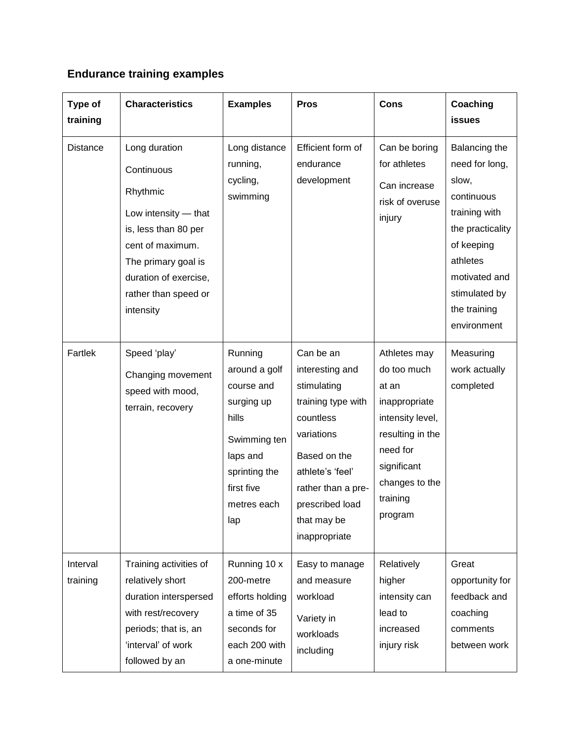### Endurance training examples

| Type of training | Characteristics | Examples | Pros | Cons | Coaching issues |
|---|---|---|---|---|---|
| Distance | Long duration<br>Continuous<br>Rhythmic<br>Low intensity — that is, less than 80 per cent of maximum. The primary goal is duration of exercise, rather than speed or intensity | Long distance running, cycling, swimming | Efficient form of endurance development | Can be boring for athletes<br>Can increase risk of overuse injury | Balancing the need for long, slow, continuous training with the practicality of keeping athletes motivated and stimulated by the training environment |
| Fartlek | Speed 'play'<br>Changing movement speed with mood, terrain, recovery | Running around a golf course and surging up hills<br>Swimming ten laps and sprinting the first five metres each lap | Can be an interesting and stimulating training type with countless variations<br>Based on the athlete's 'feel' rather than a pre-prescribed load that may be inappropriate | Athletes may do too much at an inappropriate intensity level, resulting in the need for significant changes to the training program | Measuring work actually completed |
| Interval training | Training activities of relatively short duration interspersed with rest/recovery periods; that is, an 'interval' of work followed by an | Running 10 x 200-metre efforts holding a time of 35 seconds for each 200 with a one-minute | Easy to manage and measure workload<br>Variety in workloads including | Relatively higher intensity can lead to increased injury risk | Great opportunity for feedback and coaching comments between work |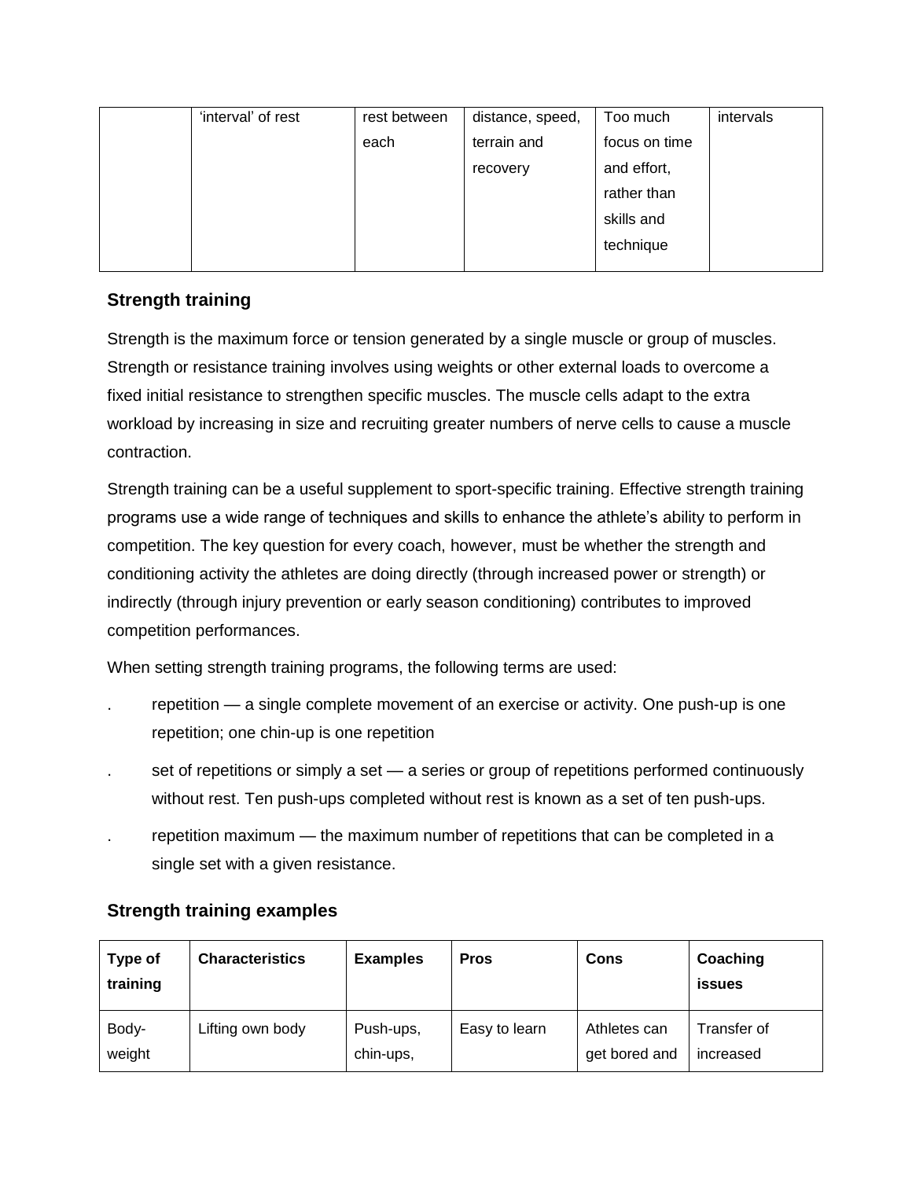| | 'interval' of rest | rest between each | distance, speed, terrain and recovery | Too much focus on time and effort, rather than skills and technique | intervals |
|---|---|---|---|---|---|

### Strength training

Strength is the maximum force or tension generated by a single muscle or group of muscles. Strength or resistance training involves using weights or other external loads to overcome a fixed initial resistance to strengthen specific muscles. The muscle cells adapt to the extra workload by increasing in size and recruiting greater numbers of nerve cells to cause a muscle contraction.

Strength training can be a useful supplement to sport-specific training. Effective strength training programs use a wide range of techniques and skills to enhance the athlete's ability to perform in competition. The key question for every coach, however, must be whether the strength and conditioning activity the athletes are doing directly (through increased power or strength) or indirectly (through injury prevention or early season conditioning) contributes to improved competition performances.

When setting strength training programs, the following terms are used:

- repetition — a single complete movement of an exercise or activity. One push-up is one repetition; one chin-up is one repetition
- set of repetitions or simply a set — a series or group of repetitions performed continuously without rest. Ten push-ups completed without rest is known as a set of ten push-ups.
- repetition maximum — the maximum number of repetitions that can be completed in a single set with a given resistance.

### Strength training examples

| Type of training | Characteristics | Examples | Pros | Cons | Coaching issues |
|---|---|---|---|---|---|
| Body-weight | Lifting own body | Push-ups, chin-ups, | Easy to learn | Athletes can get bored and | Transfer of increased |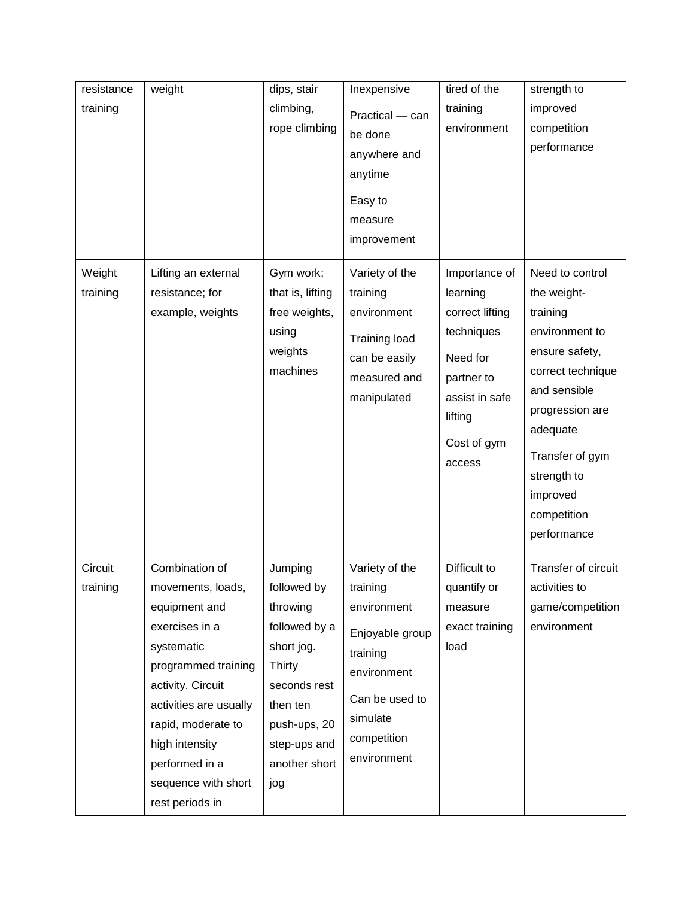| resistance training | weight | dips, stair climbing, rope climbing | Inexpensive<br>Practical — can be done anywhere and anytime<br>Easy to measure improvement | tired of the training environment | strength to improved competition performance |
|---|---|---|---|---|---|
| Weight training | Lifting an external resistance; for example, weights | Gym work; that is, lifting free weights, using weights machines | Variety of the training environment<br>Training load can be easily measured and manipulated | Importance of learning correct lifting techniques<br>Need for partner to assist in safe lifting<br>Cost of gym access | Need to control the weight-training environment to ensure safety, correct technique and sensible progression are adequate<br>Transfer of gym strength to improved competition performance |
| Circuit training | Combination of movements, loads, equipment and exercises in a systematic programmed training activity. Circuit activities are usually rapid, moderate to high intensity performed in a sequence with short rest periods in | Jumping followed by throwing followed by a short jog. Thirty seconds rest then ten push-ups, 20 step-ups and another short jog | Variety of the training environment<br>Enjoyable group training environment<br>Can be used to simulate competition environment | Difficult to quantify or measure exact training load | Transfer of circuit activities to game/competition environment |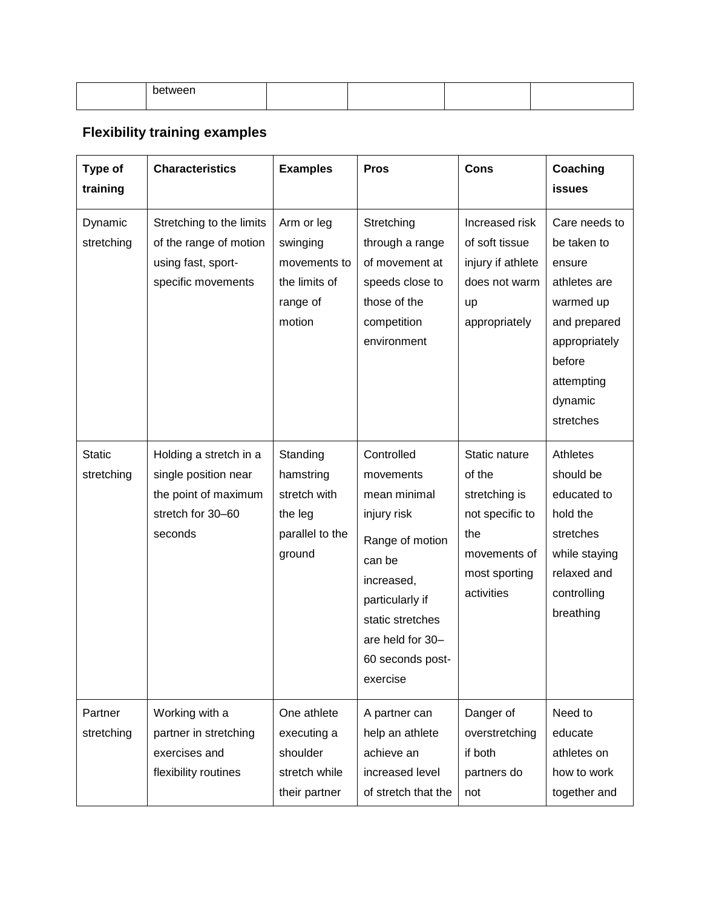| | between | | | | |
|---|---|---|---|---|---|

## Flexibility training examples

| Type of training | Characteristics | Examples | Pros | Cons | Coaching issues |
|---|---|---|---|---|---|
| Dynamic stretching | Stretching to the limits of the range of motion using fast, sport-specific movements | Arm or leg swinging movements to the limits of range of motion | Stretching through a range of movement at speeds close to those of the competition environment | Increased risk of soft tissue injury if athlete does not warm up appropriately | Care needs to be taken to ensure athletes are warmed up and prepared appropriately before attempting dynamic stretches |
| Static stretching | Holding a stretch in a single position near the point of maximum stretch for 30–60 seconds | Standing hamstring stretch with the leg parallel to the ground | Controlled movements mean minimal injury risk<br><br>Range of motion can be increased, particularly if static stretches are held for 30–60 seconds post-exercise | Static nature of the stretching is not specific to the movements of most sporting activities | Athletes should be educated to hold the stretches while staying relaxed and controlling breathing |
| Partner stretching | Working with a partner in stretching exercises and flexibility routines | One athlete executing a shoulder stretch while their partner | A partner can help an athlete achieve an increased level of stretch that the | Danger of overstretching if both partners do not | Need to educate athletes on how to work together and |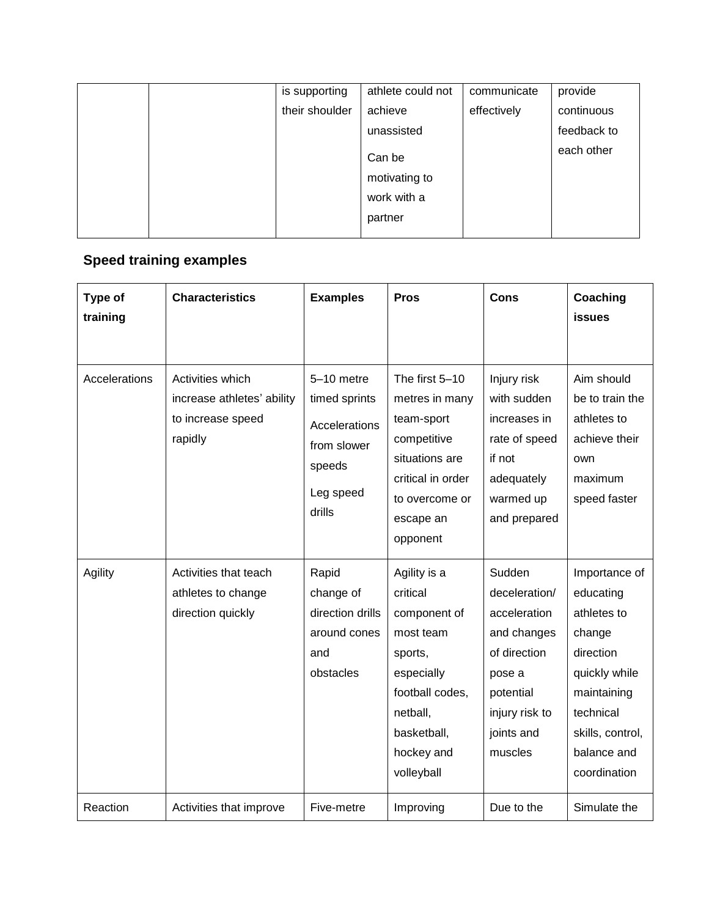| | | is supporting their shoulder | athlete could not achieve unassisted<br><br>Can be motivating to work with a partner | communicate effectively | provide continuous feedback to each other |
|---|---|---|---|---|---|

### Speed training examples

| Type of training | Characteristics | Examples | Pros | Cons | Coaching issues |
|---|---|---|---|---|---|
| Accelerations | Activities which increase athletes' ability to increase speed rapidly | 5–10 metre timed sprints<br><br>Accelerations from slower speeds<br><br>Leg speed drills | The first 5–10 metres in many team-sport competitive situations are critical in order to overcome or escape an opponent | Injury risk with sudden increases in rate of speed if not adequately warmed up and prepared | Aim should be to train the athletes to achieve their own maximum speed faster |
| Agility | Activities that teach athletes to change direction quickly | Rapid change of direction drills around cones and obstacles | Agility is a critical component of most team sports, especially football codes, netball, basketball, hockey and volleyball | Sudden deceleration/ acceleration and changes of direction pose a potential injury risk to joints and muscles | Importance of educating athletes to change direction quickly while maintaining technical skills, control, balance and coordination |
| Reaction | Activities that improve | Five-metre | Improving | Due to the | Simulate the |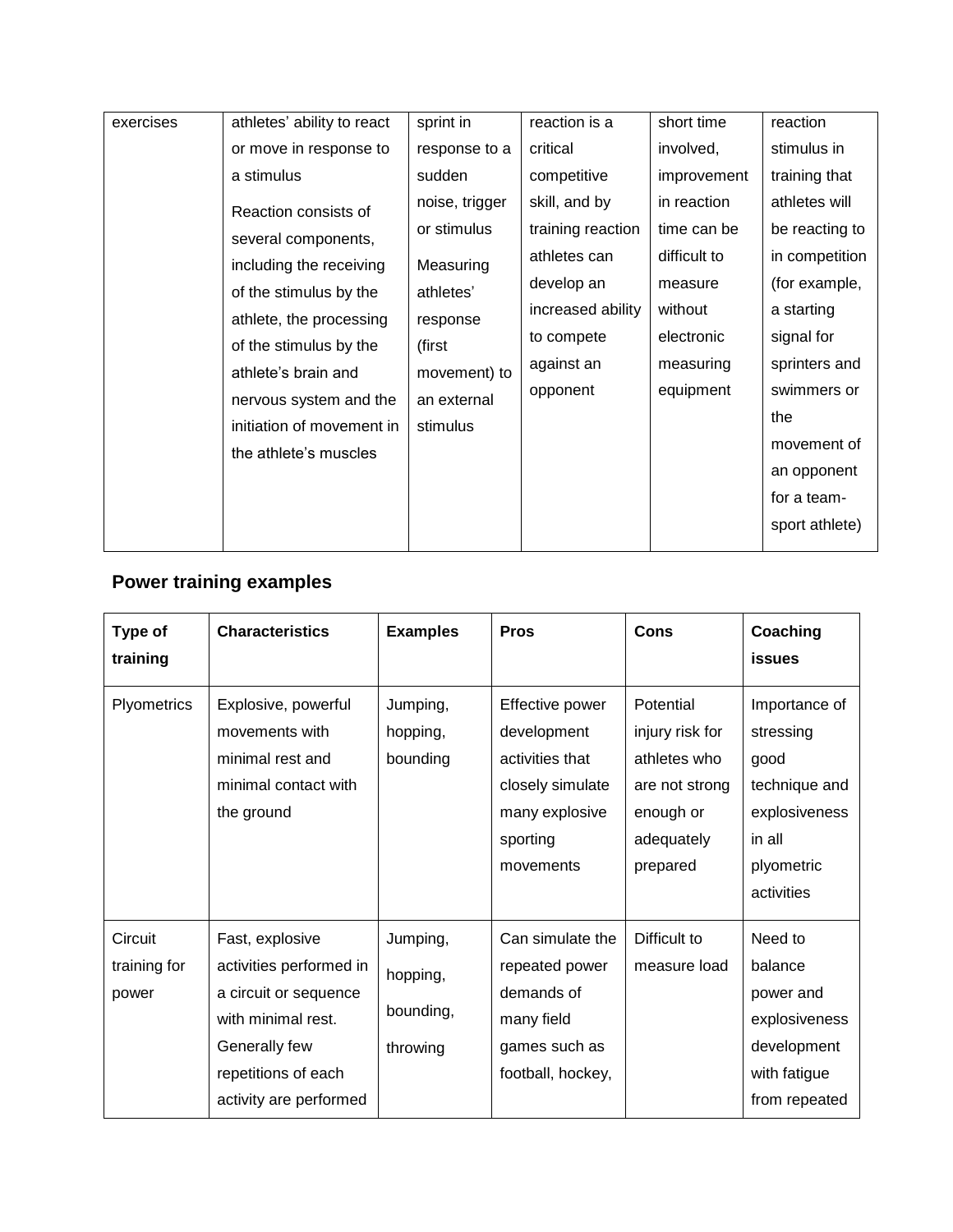| exercises | athletes' ability to react or move in response to a stimulus<br><br>Reaction consists of several components, including the receiving of the stimulus by the athlete, the processing of the stimulus by the athlete's brain and nervous system and the initiation of movement in the athlete's muscles | sprint in response to a sudden noise, trigger or stimulus<br><br>Measuring athletes' response (first movement) to an external stimulus | reaction is a critical competitive skill, and by training reaction athletes can develop an increased ability to compete against an opponent | short time involved, improvement in reaction time can be difficult to measure without electronic measuring equipment | reaction stimulus in training that athletes will be reacting to in competition (for example, a starting signal for sprinters and swimmers or the movement of an opponent for a team-sport athlete) |
|---|---|---|---|---|---|

## Power training examples

| Type of training | Characteristics | Examples | Pros | Cons | Coaching issues |
|---|---|---|---|---|---|
| Plyometrics | Explosive, powerful movements with minimal rest and minimal contact with the ground | Jumping, hopping, bounding | Effective power development activities that closely simulate many explosive sporting movements | Potential injury risk for athletes who are not strong enough or adequately prepared | Importance of stressing good technique and explosiveness in all plyometric activities |
| Circuit training for power | Fast, explosive activities performed in a circuit or sequence with minimal rest. Generally few repetitions of each activity are performed | Jumping, hopping, bounding, throwing | Can simulate the repeated power demands of many field games such as football, hockey, | Difficult to measure load | Need to balance power and explosiveness development with fatigue from repeated |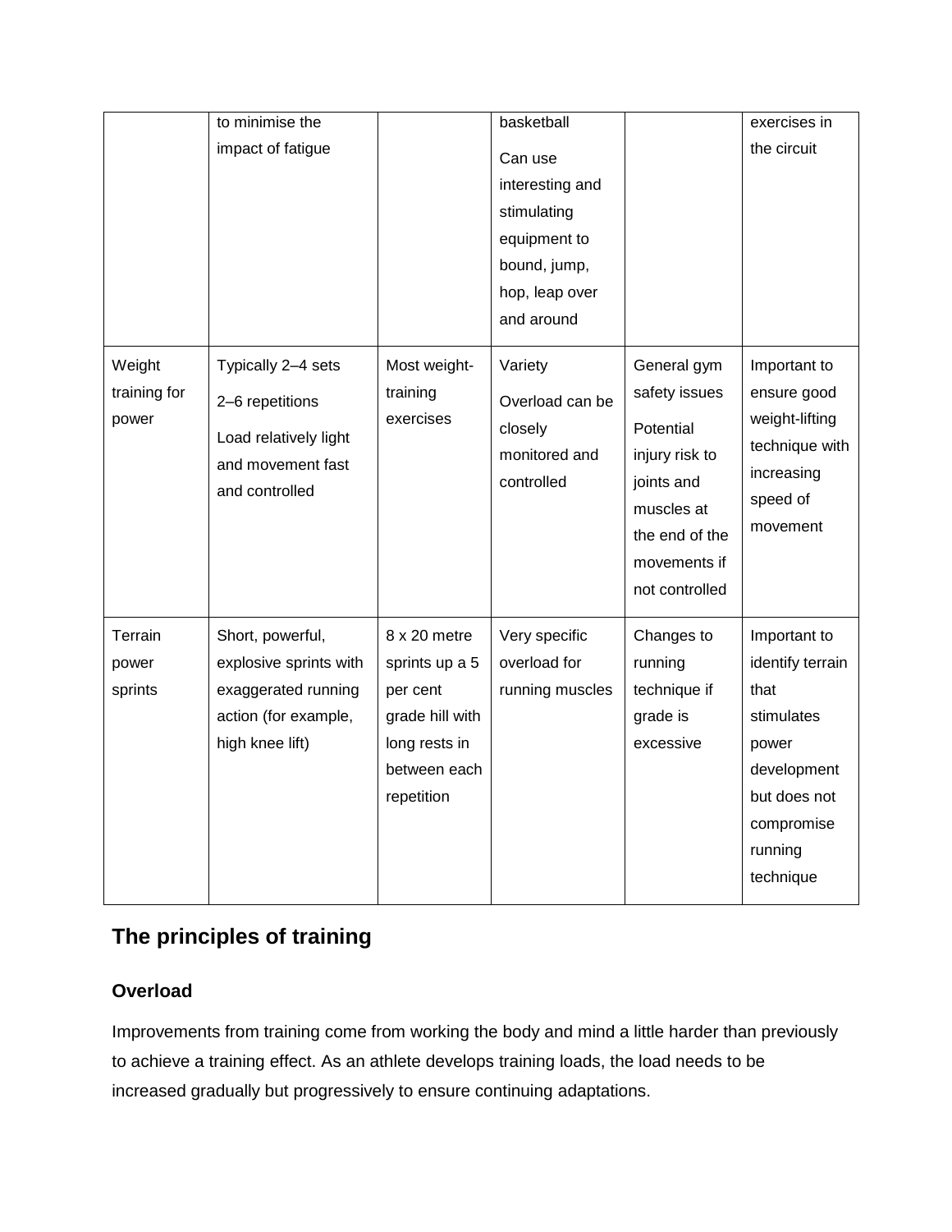| | | | | | |
|---|---|---|---|---|---|
| | to minimise the impact of fatigue | | basketball<br>Can use interesting and stimulating equipment to bound, jump, hop, leap over and around | | exercises in the circuit |
| Weight training for power | Typically 2–4 sets<br>2–6 repetitions<br>Load relatively light and movement fast and controlled | Most weight-training exercises | Variety<br>Overload can be closely monitored and controlled | General gym safety issues<br>Potential injury risk to joints and muscles at the end of the movements if not controlled | Important to ensure good weight-lifting technique with increasing speed of movement |
| Terrain power sprints | Short, powerful, explosive sprints with exaggerated running action (for example, high knee lift) | 8 x 20 metre sprints up a 5 per cent grade hill with long rests in between each repetition | Very specific overload for running muscles | Changes to running technique if grade is excessive | Important to identify terrain that stimulates power development but does not compromise running technique |

## The principles of training

### Overload

Improvements from training come from working the body and mind a little harder than previously to achieve a training effect. As an athlete develops training loads, the load needs to be increased gradually but progressively to ensure continuing adaptations.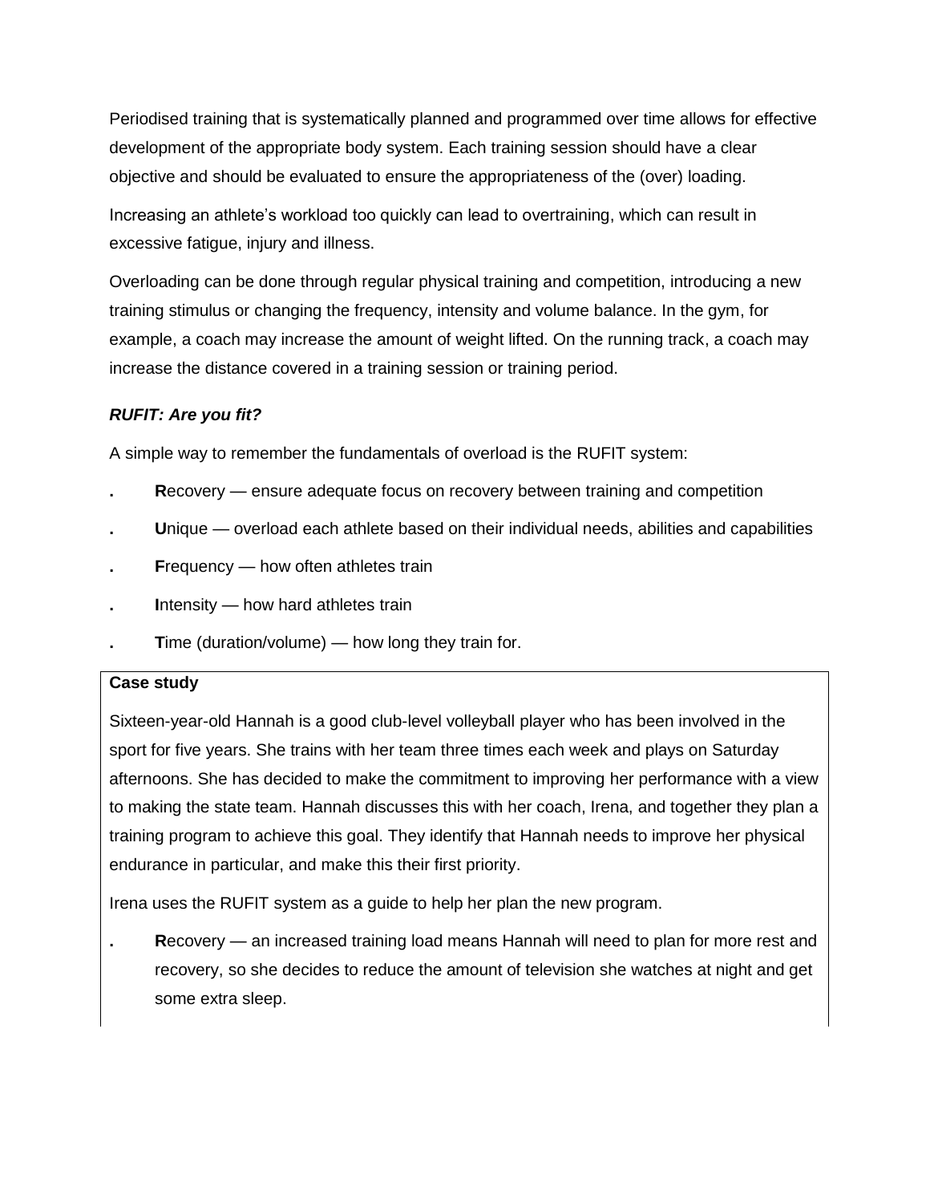Periodised training that is systematically planned and programmed over time allows for effective development of the appropriate body system. Each training session should have a clear objective and should be evaluated to ensure the appropriateness of the (over) loading.

Increasing an athlete's workload too quickly can lead to overtraining, which can result in excessive fatigue, injury and illness.

Overloading can be done through regular physical training and competition, introducing a new training stimulus or changing the frequency, intensity and volume balance. In the gym, for example, a coach may increase the amount of weight lifted. On the running track, a coach may increase the distance covered in a training session or training period.

***RUFIT: Are you fit?***

A simple way to remember the fundamentals of overload is the RUFIT system:

- **R**ecovery — ensure adequate focus on recovery between training and competition
- **U**nique — overload each athlete based on their individual needs, abilities and capabilities
- **F**requency — how often athletes train
- **I**ntensity — how hard athletes train
- **T**ime (duration/volume) — how long they train for.

**Case study**

Sixteen-year-old Hannah is a good club-level volleyball player who has been involved in the sport for five years. She trains with her team three times each week and plays on Saturday afternoons. She has decided to make the commitment to improving her performance with a view to making the state team. Hannah discusses this with her coach, Irena, and together they plan a training program to achieve this goal. They identify that Hannah needs to improve her physical endurance in particular, and make this their first priority.

Irena uses the RUFIT system as a guide to help her plan the new program.

- **R**ecovery — an increased training load means Hannah will need to plan for more rest and recovery, so she decides to reduce the amount of television she watches at night and get some extra sleep.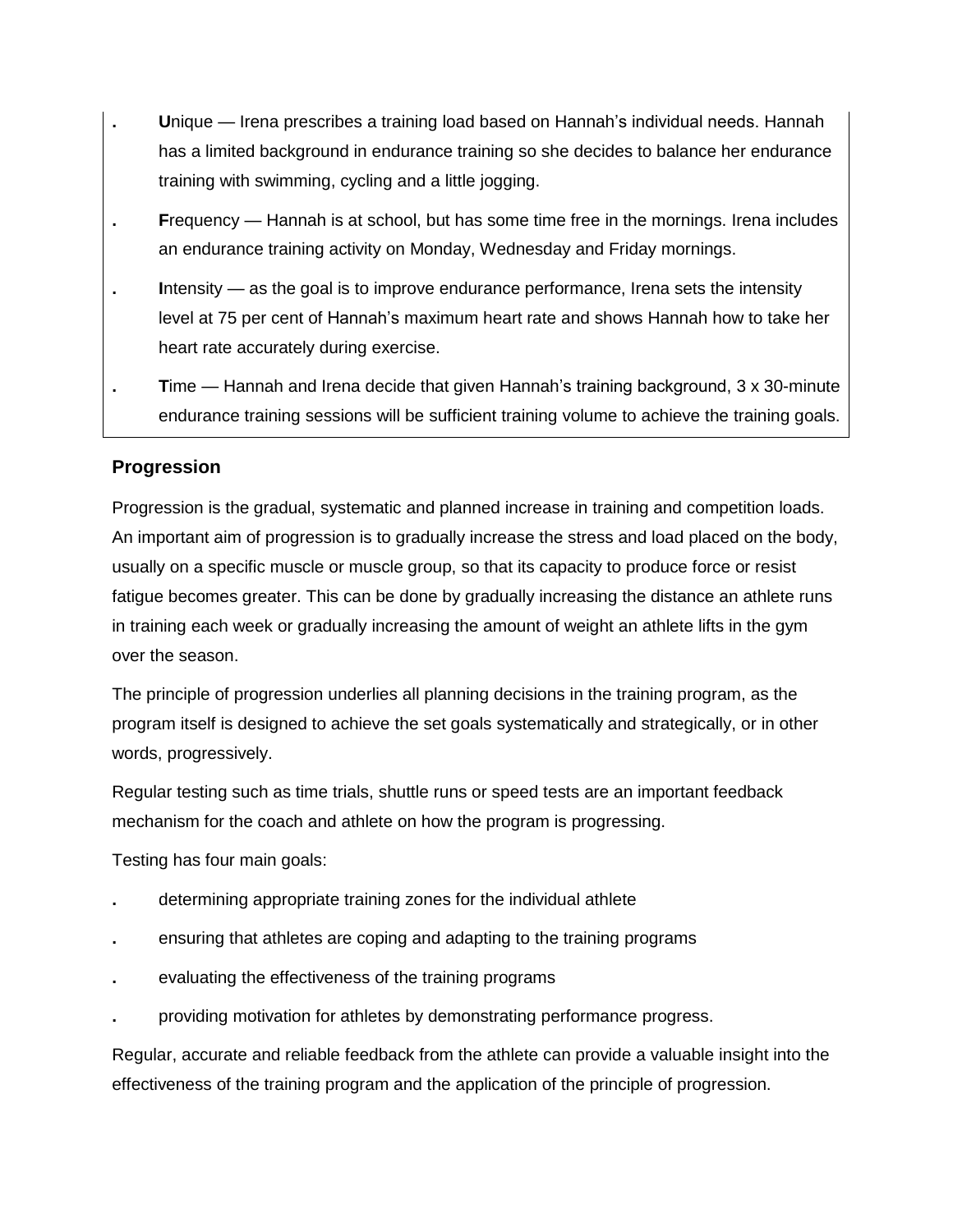- **U**nique — Irena prescribes a training load based on Hannah's individual needs. Hannah has a limited background in endurance training so she decides to balance her endurance training with swimming, cycling and a little jogging.
- **F**requency — Hannah is at school, but has some time free in the mornings. Irena includes an endurance training activity on Monday, Wednesday and Friday mornings.
- **I**ntensity — as the goal is to improve endurance performance, Irena sets the intensity level at 75 per cent of Hannah's maximum heart rate and shows Hannah how to take her heart rate accurately during exercise.
- **T**ime — Hannah and Irena decide that given Hannah's training background, 3 x 30-minute endurance training sessions will be sufficient training volume to achieve the training goals.

### Progression

Progression is the gradual, systematic and planned increase in training and competition loads. An important aim of progression is to gradually increase the stress and load placed on the body, usually on a specific muscle or muscle group, so that its capacity to produce force or resist fatigue becomes greater. This can be done by gradually increasing the distance an athlete runs in training each week or gradually increasing the amount of weight an athlete lifts in the gym over the season.

The principle of progression underlies all planning decisions in the training program, as the program itself is designed to achieve the set goals systematically and strategically, or in other words, progressively.

Regular testing such as time trials, shuttle runs or speed tests are an important feedback mechanism for the coach and athlete on how the program is progressing.

Testing has four main goals:

- determining appropriate training zones for the individual athlete
- ensuring that athletes are coping and adapting to the training programs
- evaluating the effectiveness of the training programs
- providing motivation for athletes by demonstrating performance progress.

Regular, accurate and reliable feedback from the athlete can provide a valuable insight into the effectiveness of the training program and the application of the principle of progression.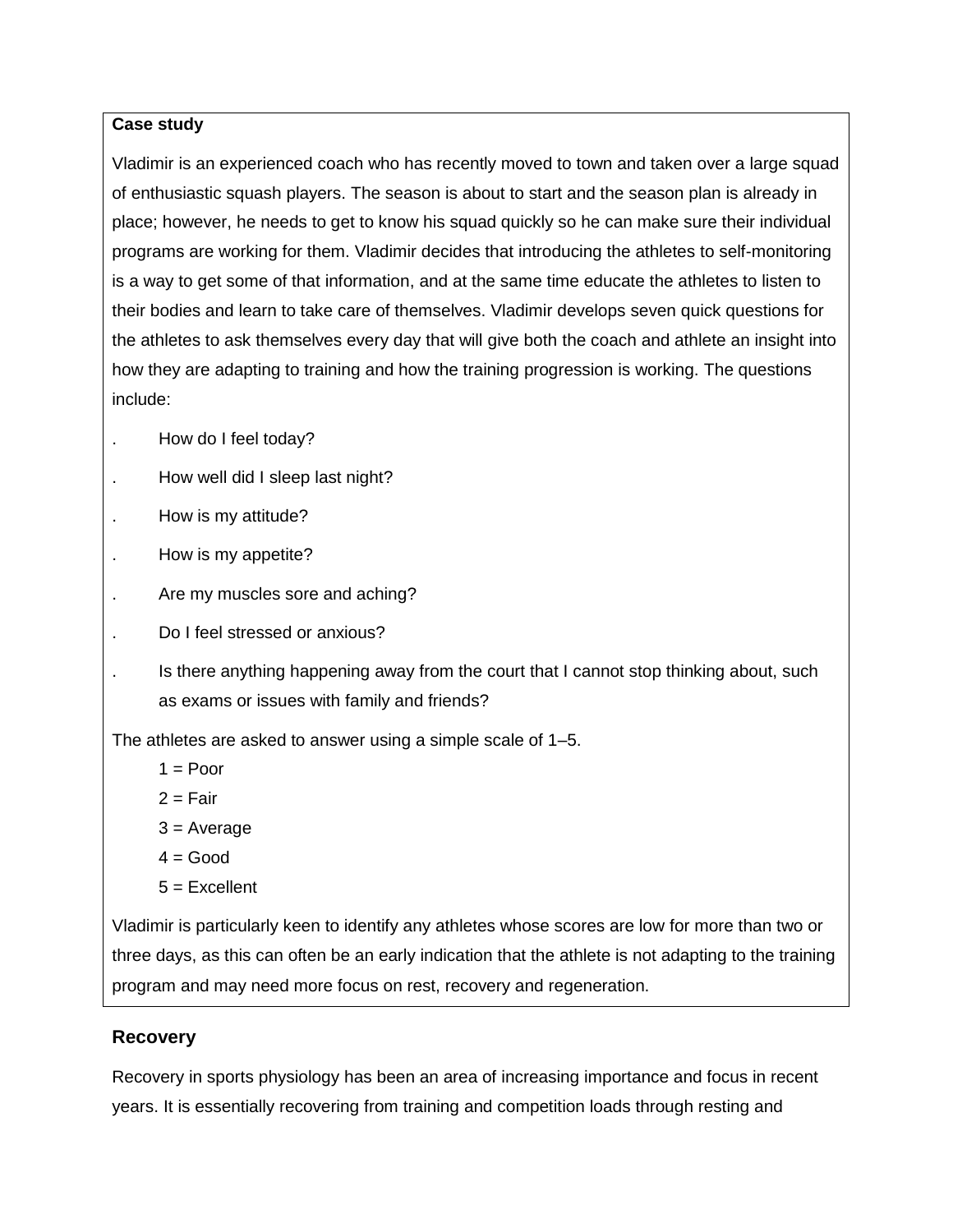**Case study**

Vladimir is an experienced coach who has recently moved to town and taken over a large squad of enthusiastic squash players. The season is about to start and the season plan is already in place; however, he needs to get to know his squad quickly so he can make sure their individual programs are working for them. Vladimir decides that introducing the athletes to self-monitoring is a way to get some of that information, and at the same time educate the athletes to listen to their bodies and learn to take care of themselves. Vladimir develops seven quick questions for the athletes to ask themselves every day that will give both the coach and athlete an insight into how they are adapting to training and how the training progression is working. The questions include:

- How do I feel today?
- How well did I sleep last night?
- How is my attitude?
- How is my appetite?
- Are my muscles sore and aching?
- Do I feel stressed or anxious?
- Is there anything happening away from the court that I cannot stop thinking about, such as exams or issues with family and friends?

The athletes are asked to answer using a simple scale of 1–5.

1 = Poor
2 = Fair
3 = Average
4 = Good
5 = Excellent

Vladimir is particularly keen to identify any athletes whose scores are low for more than two or three days, as this can often be an early indication that the athlete is not adapting to the training program and may need more focus on rest, recovery and regeneration.

### Recovery

Recovery in sports physiology has been an area of increasing importance and focus in recent years. It is essentially recovering from training and competition loads through resting and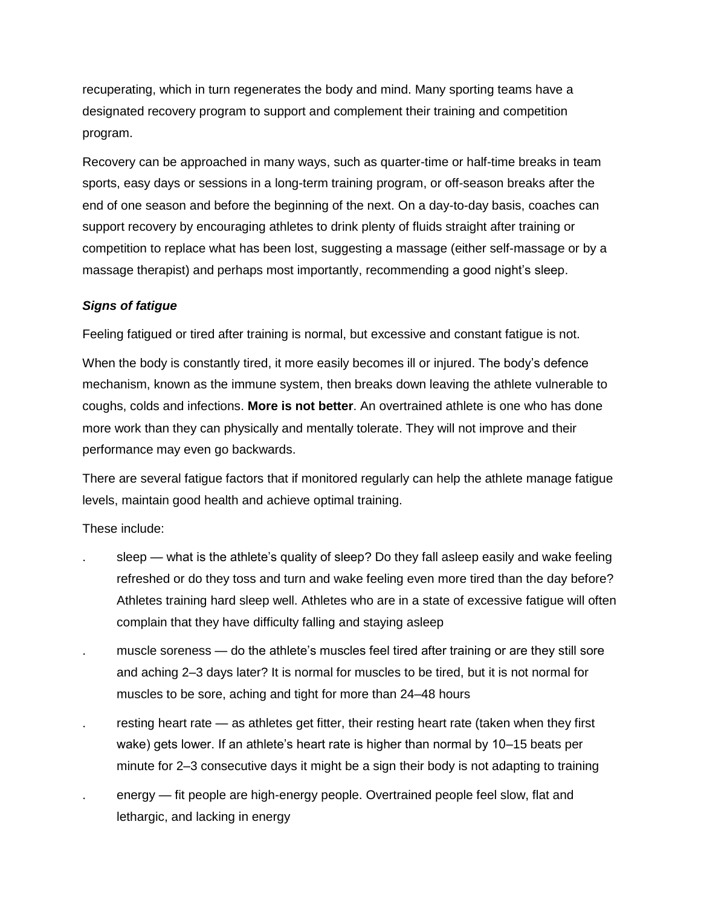recuperating, which in turn regenerates the body and mind. Many sporting teams have a designated recovery program to support and complement their training and competition program.

Recovery can be approached in many ways, such as quarter-time or half-time breaks in team sports, easy days or sessions in a long-term training program, or off-season breaks after the end of one season and before the beginning of the next. On a day-to-day basis, coaches can support recovery by encouraging athletes to drink plenty of fluids straight after training or competition to replace what has been lost, suggesting a massage (either self-massage or by a massage therapist) and perhaps most importantly, recommending a good night's sleep.

### *Signs of fatigue*

Feeling fatigued or tired after training is normal, but excessive and constant fatigue is not.

When the body is constantly tired, it more easily becomes ill or injured. The body's defence mechanism, known as the immune system, then breaks down leaving the athlete vulnerable to coughs, colds and infections. **More is not better**. An overtrained athlete is one who has done more work than they can physically and mentally tolerate. They will not improve and their performance may even go backwards.

There are several fatigue factors that if monitored regularly can help the athlete manage fatigue levels, maintain good health and achieve optimal training.

These include:

- sleep — what is the athlete's quality of sleep? Do they fall asleep easily and wake feeling refreshed or do they toss and turn and wake feeling even more tired than the day before? Athletes training hard sleep well. Athletes who are in a state of excessive fatigue will often complain that they have difficulty falling and staying asleep
- muscle soreness — do the athlete's muscles feel tired after training or are they still sore and aching 2–3 days later? It is normal for muscles to be tired, but it is not normal for muscles to be sore, aching and tight for more than 24–48 hours
- resting heart rate — as athletes get fitter, their resting heart rate (taken when they first wake) gets lower. If an athlete's heart rate is higher than normal by 10–15 beats per minute for 2–3 consecutive days it might be a sign their body is not adapting to training
- energy — fit people are high-energy people. Overtrained people feel slow, flat and lethargic, and lacking in energy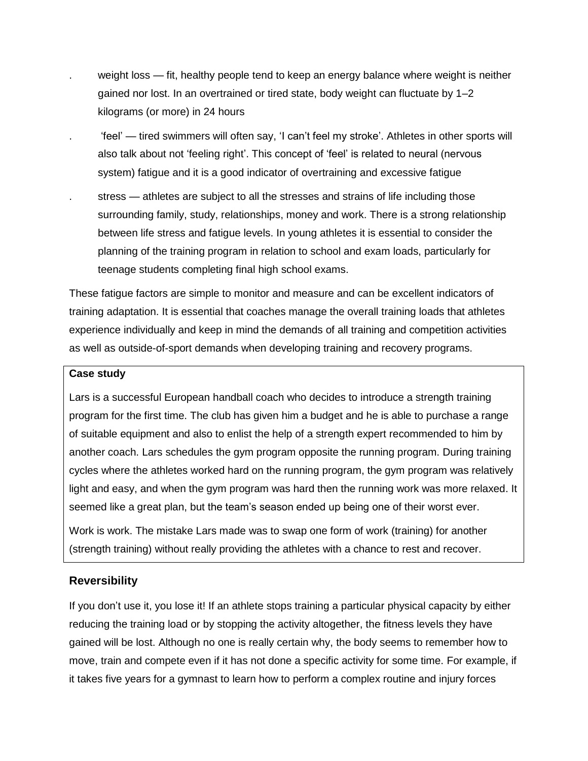- weight loss — fit, healthy people tend to keep an energy balance where weight is neither gained nor lost. In an overtrained or tired state, body weight can fluctuate by 1–2 kilograms (or more) in 24 hours
- 'feel' — tired swimmers will often say, 'I can't feel my stroke'. Athletes in other sports will also talk about not 'feeling right'. This concept of 'feel' is related to neural (nervous system) fatigue and it is a good indicator of overtraining and excessive fatigue
- stress — athletes are subject to all the stresses and strains of life including those surrounding family, study, relationships, money and work. There is a strong relationship between life stress and fatigue levels. In young athletes it is essential to consider the planning of the training program in relation to school and exam loads, particularly for teenage students completing final high school exams.

These fatigue factors are simple to monitor and measure and can be excellent indicators of training adaptation. It is essential that coaches manage the overall training loads that athletes experience individually and keep in mind the demands of all training and competition activities as well as outside-of-sport demands when developing training and recovery programs.

**Case study**

Lars is a successful European handball coach who decides to introduce a strength training program for the first time. The club has given him a budget and he is able to purchase a range of suitable equipment and also to enlist the help of a strength expert recommended to him by another coach. Lars schedules the gym program opposite the running program. During training cycles where the athletes worked hard on the running program, the gym program was relatively light and easy, and when the gym program was hard then the running work was more relaxed. It seemed like a great plan, but the team's season ended up being one of their worst ever.

Work is work. The mistake Lars made was to swap one form of work (training) for another (strength training) without really providing the athletes with a chance to rest and recover.

## Reversibility

If you don't use it, you lose it! If an athlete stops training a particular physical capacity by either reducing the training load or by stopping the activity altogether, the fitness levels they have gained will be lost. Although no one is really certain why, the body seems to remember how to move, train and compete even if it has not done a specific activity for some time. For example, if it takes five years for a gymnast to learn how to perform a complex routine and injury forces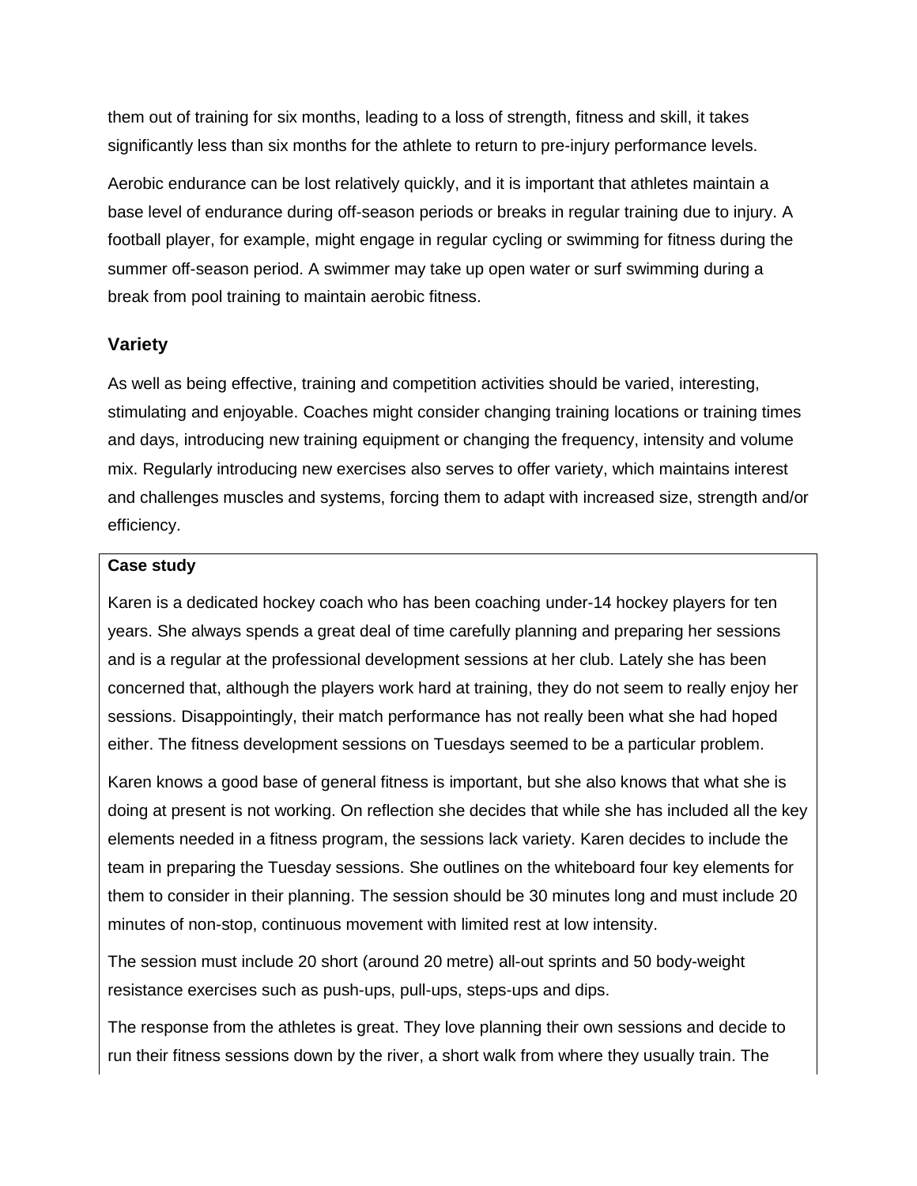them out of training for six months, leading to a loss of strength, fitness and skill, it takes significantly less than six months for the athlete to return to pre-injury performance levels.

Aerobic endurance can be lost relatively quickly, and it is important that athletes maintain a base level of endurance during off-season periods or breaks in regular training due to injury. A football player, for example, might engage in regular cycling or swimming for fitness during the summer off-season period. A swimmer may take up open water or surf swimming during a break from pool training to maintain aerobic fitness.

### Variety

As well as being effective, training and competition activities should be varied, interesting, stimulating and enjoyable. Coaches might consider changing training locations or training times and days, introducing new training equipment or changing the frequency, intensity and volume mix. Regularly introducing new exercises also serves to offer variety, which maintains interest and challenges muscles and systems, forcing them to adapt with increased size, strength and/or efficiency.

**Case study**

Karen is a dedicated hockey coach who has been coaching under-14 hockey players for ten years. She always spends a great deal of time carefully planning and preparing her sessions and is a regular at the professional development sessions at her club. Lately she has been concerned that, although the players work hard at training, they do not seem to really enjoy her sessions. Disappointingly, their match performance has not really been what she had hoped either. The fitness development sessions on Tuesdays seemed to be a particular problem.

Karen knows a good base of general fitness is important, but she also knows that what she is doing at present is not working. On reflection she decides that while she has included all the key elements needed in a fitness program, the sessions lack variety. Karen decides to include the team in preparing the Tuesday sessions. She outlines on the whiteboard four key elements for them to consider in their planning. The session should be 30 minutes long and must include 20 minutes of non-stop, continuous movement with limited rest at low intensity.

The session must include 20 short (around 20 metre) all-out sprints and 50 body-weight resistance exercises such as push-ups, pull-ups, steps-ups and dips.

The response from the athletes is great. They love planning their own sessions and decide to run their fitness sessions down by the river, a short walk from where they usually train. The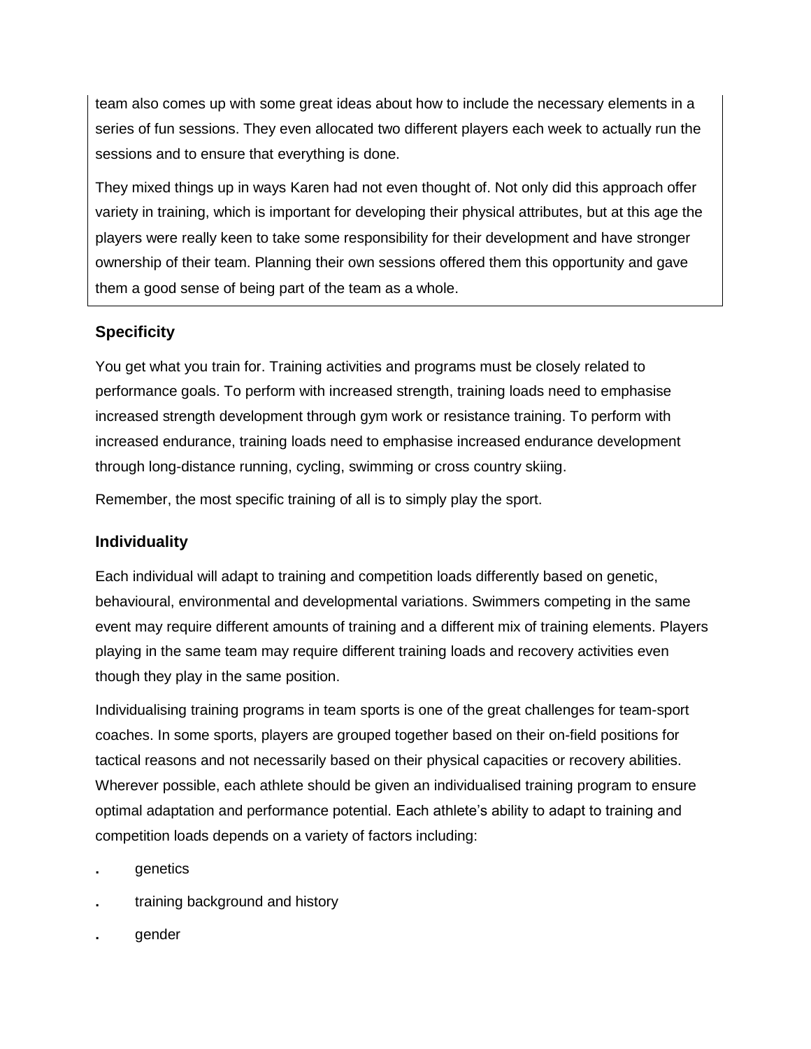team also comes up with some great ideas about how to include the necessary elements in a series of fun sessions. They even allocated two different players each week to actually run the sessions and to ensure that everything is done.

They mixed things up in ways Karen had not even thought of. Not only did this approach offer variety in training, which is important for developing their physical attributes, but at this age the players were really keen to take some responsibility for their development and have stronger ownership of their team. Planning their own sessions offered them this opportunity and gave them a good sense of being part of the team as a whole.

### Specificity

You get what you train for. Training activities and programs must be closely related to performance goals. To perform with increased strength, training loads need to emphasise increased strength development through gym work or resistance training. To perform with increased endurance, training loads need to emphasise increased endurance development through long-distance running, cycling, swimming or cross country skiing.

Remember, the most specific training of all is to simply play the sport.

### Individuality

Each individual will adapt to training and competition loads differently based on genetic, behavioural, environmental and developmental variations. Swimmers competing in the same event may require different amounts of training and a different mix of training elements. Players playing in the same team may require different training loads and recovery activities even though they play in the same position.

Individualising training programs in team sports is one of the great challenges for team-sport coaches. In some sports, players are grouped together based on their on-field positions for tactical reasons and not necessarily based on their physical capacities or recovery abilities. Wherever possible, each athlete should be given an individualised training program to ensure optimal adaptation and performance potential. Each athlete's ability to adapt to training and competition loads depends on a variety of factors including:

- genetics
- training background and history
- gender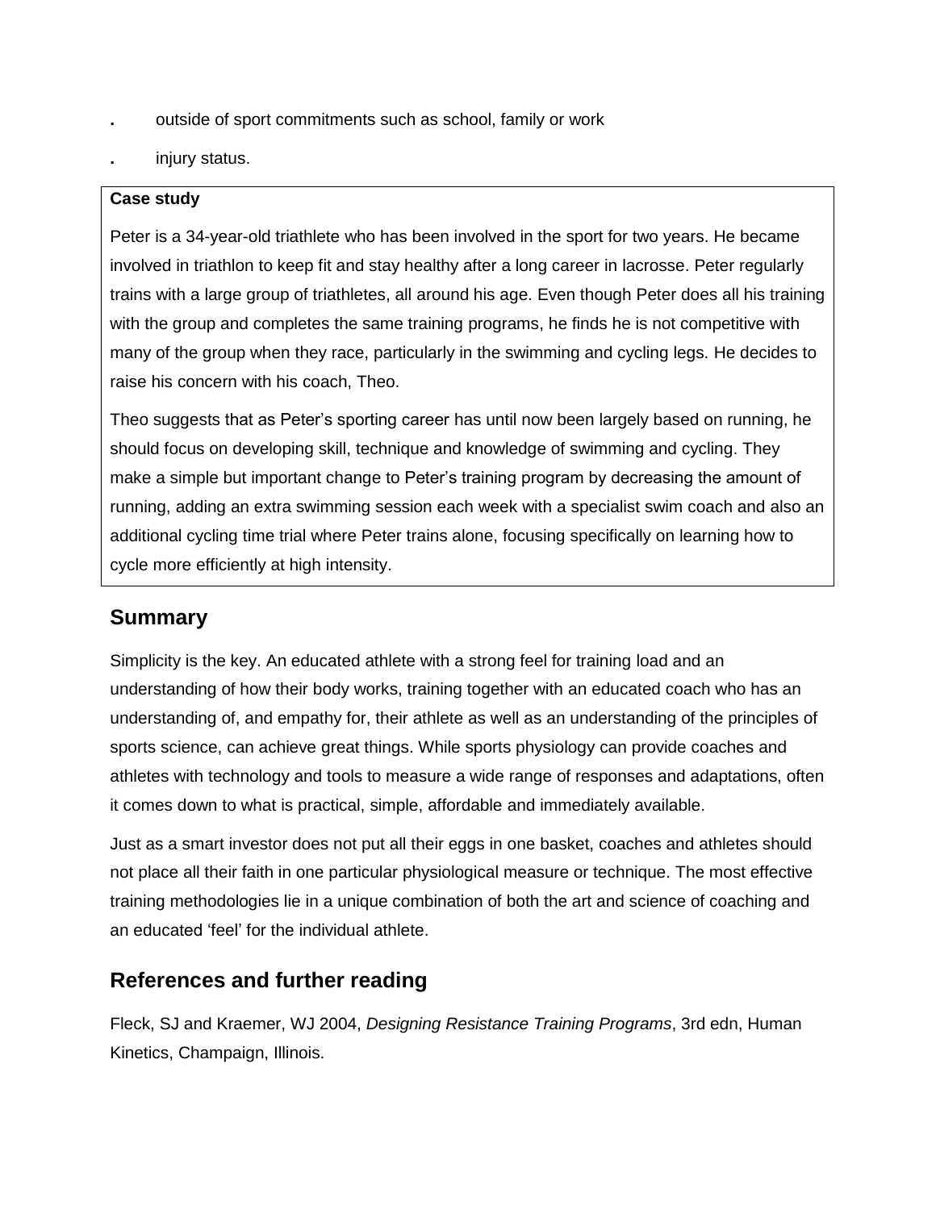- outside of sport commitments such as school, family or work
- injury status.

> **Case study**
>
> Peter is a 34-year-old triathlete who has been involved in the sport for two years. He became involved in triathlon to keep fit and stay healthy after a long career in lacrosse. Peter regularly trains with a large group of triathletes, all around his age. Even though Peter does all his training with the group and completes the same training programs, he finds he is not competitive with many of the group when they race, particularly in the swimming and cycling legs. He decides to raise his concern with his coach, Theo.
>
> Theo suggests that as Peter's sporting career has until now been largely based on running, he should focus on developing skill, technique and knowledge of swimming and cycling. They make a simple but important change to Peter's training program by decreasing the amount of running, adding an extra swimming session each week with a specialist swim coach and also an additional cycling time trial where Peter trains alone, focusing specifically on learning how to cycle more efficiently at high intensity.

## Summary

Simplicity is the key. An educated athlete with a strong feel for training load and an understanding of how their body works, training together with an educated coach who has an understanding of, and empathy for, their athlete as well as an understanding of the principles of sports science, can achieve great things. While sports physiology can provide coaches and athletes with technology and tools to measure a wide range of responses and adaptations, often it comes down to what is practical, simple, affordable and immediately available.

Just as a smart investor does not put all their eggs in one basket, coaches and athletes should not place all their faith in one particular physiological measure or technique. The most effective training methodologies lie in a unique combination of both the art and science of coaching and an educated 'feel' for the individual athlete.

## References and further reading

Fleck, SJ and Kraemer, WJ 2004, *Designing Resistance Training Programs*, 3rd edn, Human Kinetics, Champaign, Illinois.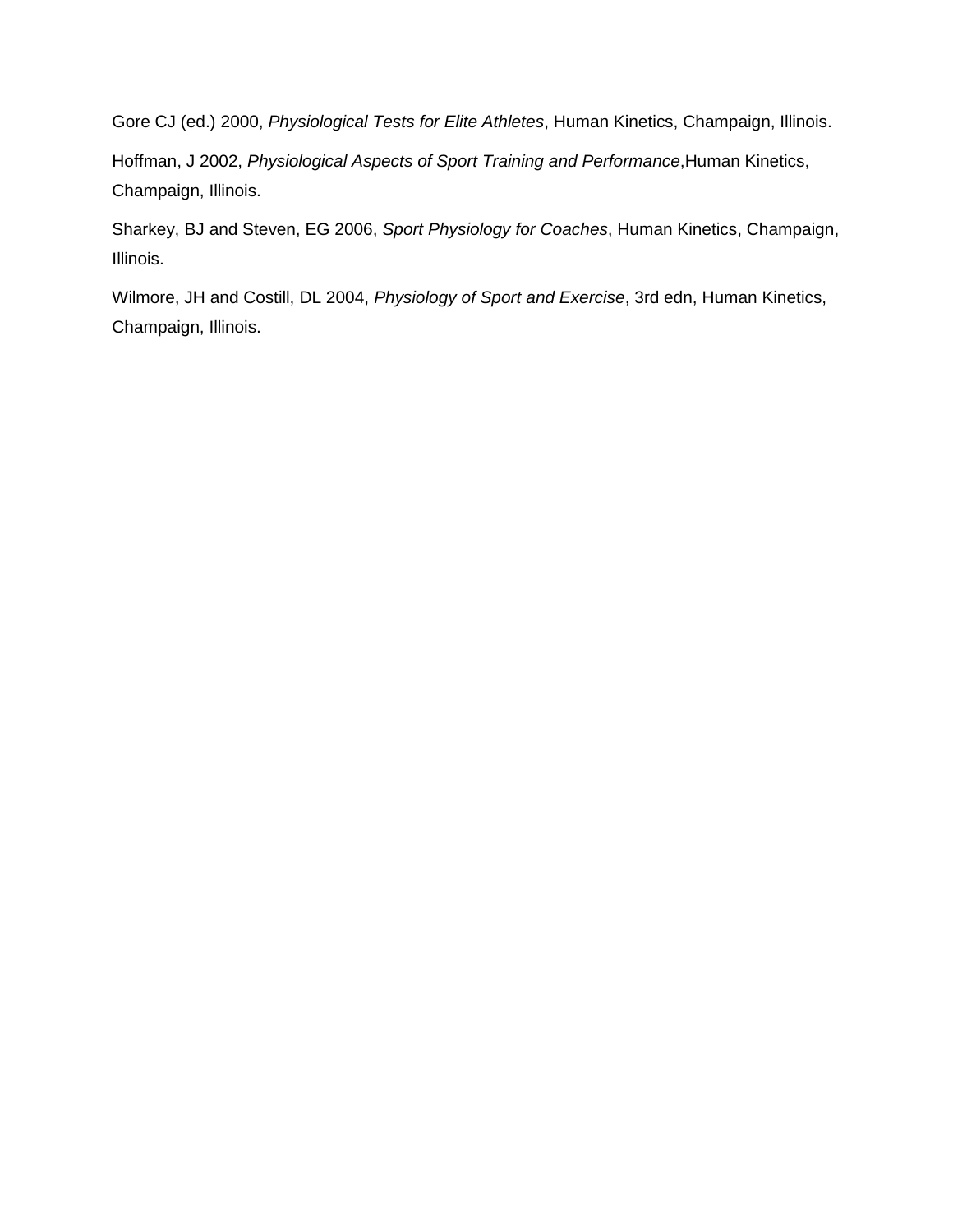Gore CJ (ed.) 2000, *Physiological Tests for Elite Athletes*, Human Kinetics, Champaign, Illinois.

Hoffman, J 2002, *Physiological Aspects of Sport Training and Performance*,Human Kinetics, Champaign, Illinois.

Sharkey, BJ and Steven, EG 2006, *Sport Physiology for Coaches*, Human Kinetics, Champaign, Illinois.

Wilmore, JH and Costill, DL 2004, *Physiology of Sport and Exercise*, 3rd edn, Human Kinetics, Champaign, Illinois.